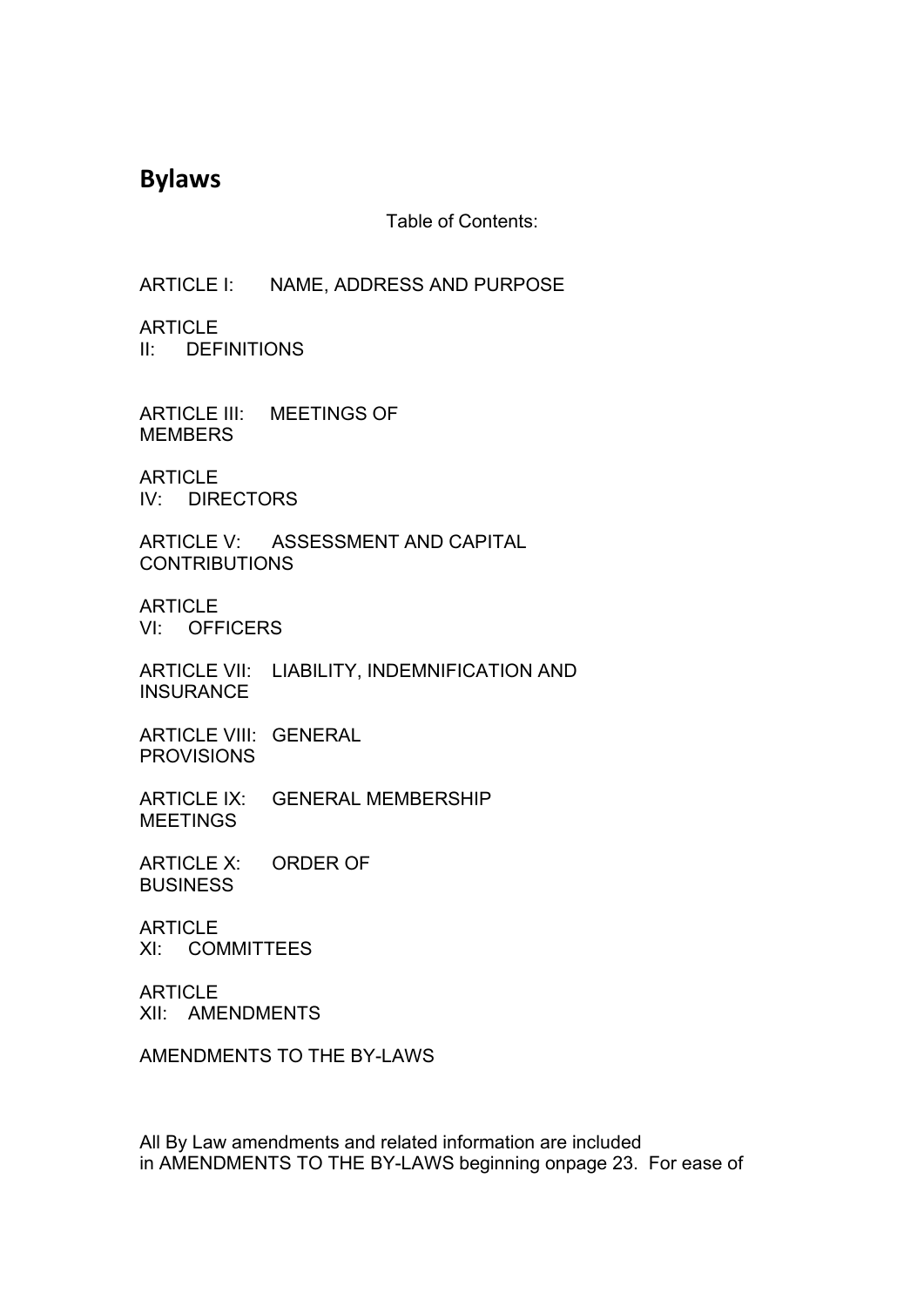# Bylaws

Table of Contents:

ARTICLE I: NAME, ADDRESS AND PURPOSE

ARTICLE II: DEFINITIONS

ARTICLE III: MEETINGS OF MEMBERS

ARTICLE IV: DIRECTORS

ARTICLE V: ASSESSMENT AND CAPITAL CONTRIBUTIONS

ARTICLE VI: OFFICERS

ARTICLE VII: LIABILITY, INDEMNIFICATION AND INSURANCE

ARTICLE VIII: GENERAL PROVISIONS

ARTICLE IX: GENERAL MEMBERSHIP MEETINGS

ARTICLE X: ORDER OF BUSINESS

ARTICLE XI: COMMITTEES

ARTICLE XII: AMENDMENTS

AMENDMENTS TO THE BY-LAWS

All By Law amendments and related information are included in AMENDMENTS TO THE BY-LAWS beginning onpage 23. For ease of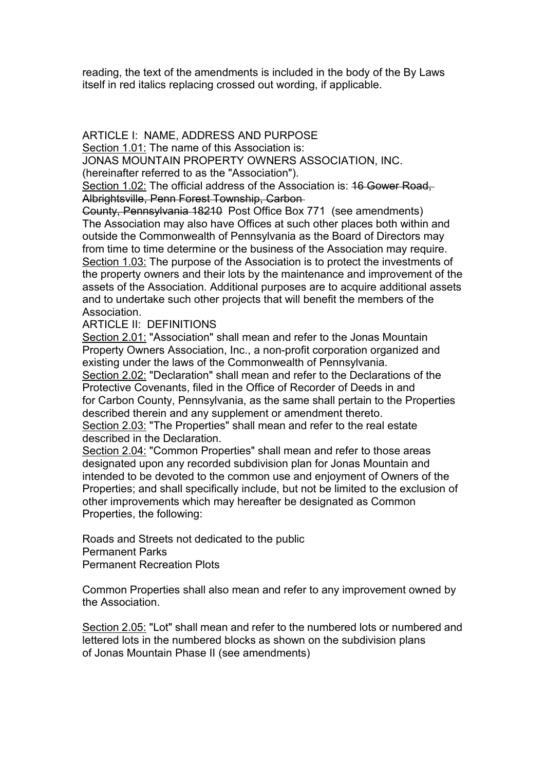reading, the text of the amendments is included in the body of the By Laws itself in red italics replacing crossed out wording, if applicable.

ARTICLE I: NAME, ADDRESS AND PURPOSE

Section 1.01: The name of this Association is:
JONAS MOUNTAIN PROPERTY OWNERS ASSOCIATION, INC.
(hereinafter referred to as the "Association").

Section 1.02: The official address of the Association is: ~~16 Gower Road, Albrightsville, Penn Forest Township, Carbon County, Pennsylvania 18210~~ Post Office Box 771 (see amendments)
The Association may also have Offices at such other places both within and outside the Commonwealth of Pennsylvania as the Board of Directors may from time to time determine or the business of the Association may require.

Section 1.03: The purpose of the Association is to protect the investments of the property owners and their lots by the maintenance and improvement of the assets of the Association. Additional purposes are to acquire additional assets and to undertake such other projects that will benefit the members of the Association.

ARTICLE II: DEFINITIONS

Section 2.01: "Association" shall mean and refer to the Jonas Mountain Property Owners Association, Inc., a non-profit corporation organized and existing under the laws of the Commonwealth of Pennsylvania.

Section 2.02: "Declaration" shall mean and refer to the Declarations of the Protective Covenants, filed in the Office of Recorder of Deeds in and for Carbon County, Pennsylvania, as the same shall pertain to the Properties described therein and any supplement or amendment thereto.

Section 2.03: "The Properties" shall mean and refer to the real estate described in the Declaration.

Section 2.04: "Common Properties" shall mean and refer to those areas designated upon any recorded subdivision plan for Jonas Mountain and intended to be devoted to the common use and enjoyment of Owners of the Properties; and shall specifically include, but not be limited to the exclusion of other improvements which may hereafter be designated as Common Properties, the following:

Roads and Streets not dedicated to the public
Permanent Parks
Permanent Recreation Plots

Common Properties shall also mean and refer to any improvement owned by the Association.

Section 2.05: "Lot" shall mean and refer to the numbered lots or numbered and lettered lots in the numbered blocks as shown on the subdivision plans of Jonas Mountain Phase II (see amendments)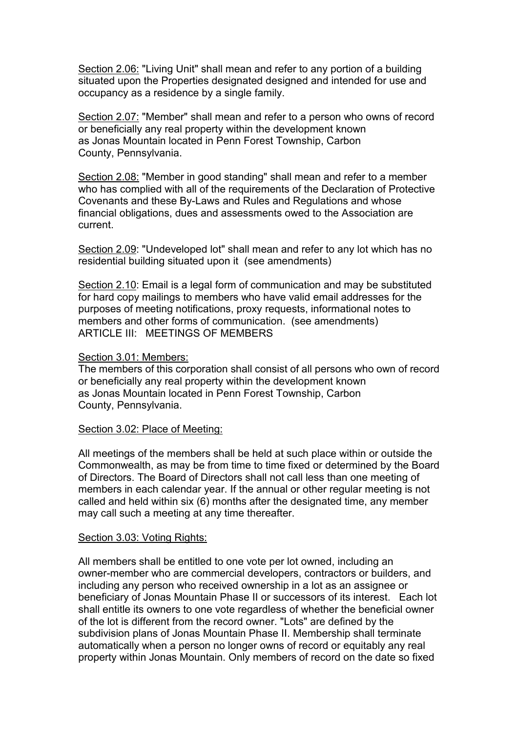<u>Section 2.06:</u> "Living Unit" shall mean and refer to any portion of a building situated upon the Properties designated designed and intended for use and occupancy as a residence by a single family.

<u>Section 2.07:</u> "Member" shall mean and refer to a person who owns of record or beneficially any real property within the development known as Jonas Mountain located in Penn Forest Township, Carbon County, Pennsylvania.

<u>Section 2.08:</u> "Member in good standing" shall mean and refer to a member who has complied with all of the requirements of the Declaration of Protective Covenants and these By-Laws and Rules and Regulations and whose financial obligations, dues and assessments owed to the Association are current.

<u>Section 2.09</u>: "Undeveloped lot" shall mean and refer to any lot which has no residential building situated upon it (see amendments)

<u>Section 2.10</u>: Email is a legal form of communication and may be substituted for hard copy mailings to members who have valid email addresses for the purposes of meeting notifications, proxy requests, informational notes to members and other forms of communication. (see amendments)

## ARTICLE III: MEETINGS OF MEMBERS

<u>Section 3.01: Members:</u>

The members of this corporation shall consist of all persons who own of record or beneficially any real property within the development known as Jonas Mountain located in Penn Forest Township, Carbon County, Pennsylvania.

<u>Section 3.02: Place of Meeting:</u>

All meetings of the members shall be held at such place within or outside the Commonwealth, as may be from time to time fixed or determined by the Board of Directors. The Board of Directors shall not call less than one meeting of members in each calendar year. If the annual or other regular meeting is not called and held within six (6) months after the designated time, any member may call such a meeting at any time thereafter.

<u>Section 3.03: Voting Rights:</u>

All members shall be entitled to one vote per lot owned, including an owner-member who are commercial developers, contractors or builders, and including any person who received ownership in a lot as an assignee or beneficiary of Jonas Mountain Phase II or successors of its interest. Each lot shall entitle its owners to one vote regardless of whether the beneficial owner of the lot is different from the record owner. "Lots" are defined by the subdivision plans of Jonas Mountain Phase II. Membership shall terminate automatically when a person no longer owns of record or equitably any real property within Jonas Mountain. Only members of record on the date so fixed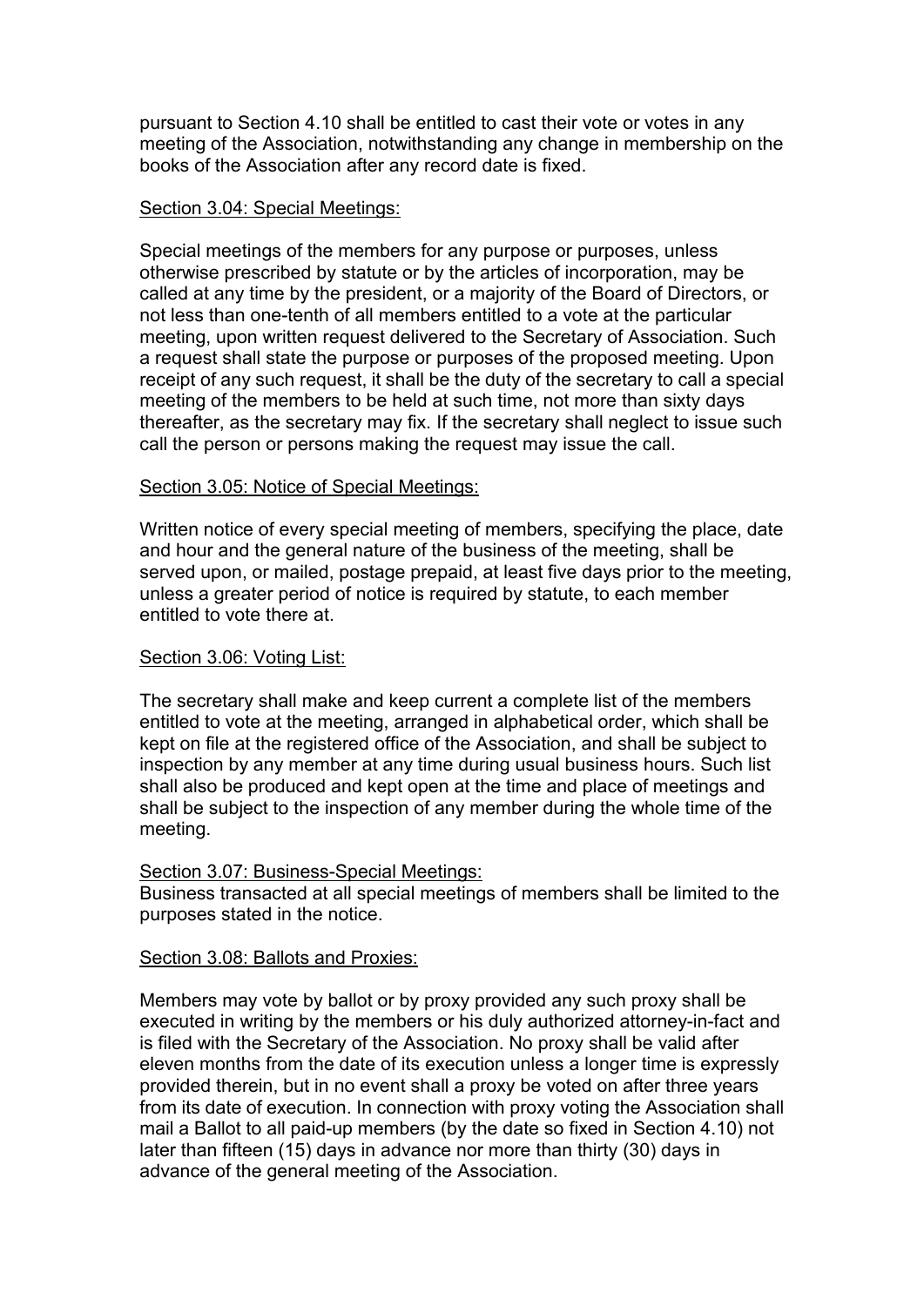pursuant to Section 4.10 shall be entitled to cast their vote or votes in any meeting of the Association, notwithstanding any change in membership on the books of the Association after any record date is fixed.

Section 3.04: Special Meetings:

Special meetings of the members for any purpose or purposes, unless otherwise prescribed by statute or by the articles of incorporation, may be called at any time by the president, or a majority of the Board of Directors, or not less than one-tenth of all members entitled to a vote at the particular meeting, upon written request delivered to the Secretary of Association. Such a request shall state the purpose or purposes of the proposed meeting. Upon receipt of any such request, it shall be the duty of the secretary to call a special meeting of the members to be held at such time, not more than sixty days thereafter, as the secretary may fix. If the secretary shall neglect to issue such call the person or persons making the request may issue the call.

Section 3.05: Notice of Special Meetings:

Written notice of every special meeting of members, specifying the place, date and hour and the general nature of the business of the meeting, shall be served upon, or mailed, postage prepaid, at least five days prior to the meeting, unless a greater period of notice is required by statute, to each member entitled to vote there at.

Section 3.06: Voting List:

The secretary shall make and keep current a complete list of the members entitled to vote at the meeting, arranged in alphabetical order, which shall be kept on file at the registered office of the Association, and shall be subject to inspection by any member at any time during usual business hours. Such list shall also be produced and kept open at the time and place of meetings and shall be subject to the inspection of any member during the whole time of the meeting.

Section 3.07: Business-Special Meetings:
Business transacted at all special meetings of members shall be limited to the purposes stated in the notice.

Section 3.08: Ballots and Proxies:

Members may vote by ballot or by proxy provided any such proxy shall be executed in writing by the members or his duly authorized attorney-in-fact and is filed with the Secretary of the Association. No proxy shall be valid after eleven months from the date of its execution unless a longer time is expressly provided therein, but in no event shall a proxy be voted on after three years from its date of execution. In connection with proxy voting the Association shall mail a Ballot to all paid-up members (by the date so fixed in Section 4.10) not later than fifteen (15) days in advance nor more than thirty (30) days in advance of the general meeting of the Association.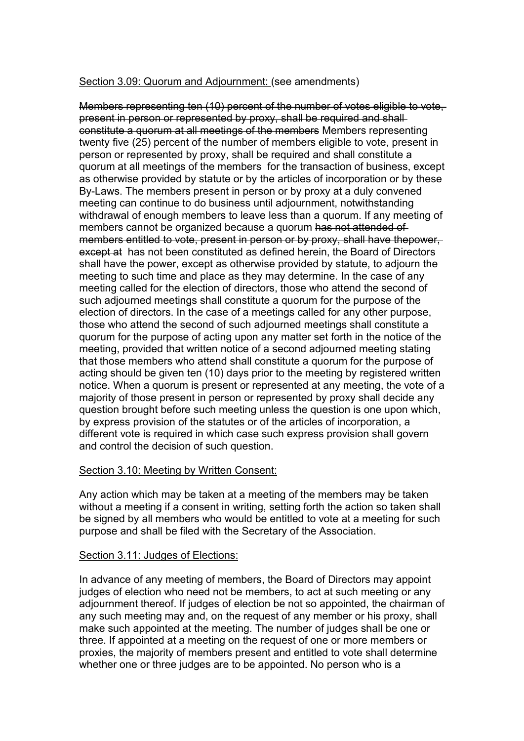<u>Section 3.09: Quorum and Adjournment:</u> (see amendments)

~~Members representing ten (10) percent of the number of votes eligible to vote, present in person or represented by proxy, shall be required and shall constitute a quorum at all meetings of the members~~ Members representing twenty five (25) percent of the number of members eligible to vote, present in person or represented by proxy, shall be required and shall constitute a quorum at all meetings of the members for the transaction of business, except as otherwise provided by statute or by the articles of incorporation or by these By-Laws. The members present in person or by proxy at a duly convened meeting can continue to do business until adjournment, notwithstanding withdrawal of enough members to leave less than a quorum. If any meeting of members cannot be organized because a quorum ~~has not attended of members entitled to vote, present in person or by proxy, shall have thepower, except at~~ has not been constituted as defined herein, the Board of Directors shall have the power, except as otherwise provided by statute, to adjourn the meeting to such time and place as they may determine. In the case of any meeting called for the election of directors, those who attend the second of such adjourned meetings shall constitute a quorum for the purpose of the election of directors. In the case of a meetings called for any other purpose, those who attend the second of such adjourned meetings shall constitute a quorum for the purpose of acting upon any matter set forth in the notice of the meeting, provided that written notice of a second adjourned meeting stating that those members who attend shall constitute a quorum for the purpose of acting should be given ten (10) days prior to the meeting by registered written notice. When a quorum is present or represented at any meeting, the vote of a majority of those present in person or represented by proxy shall decide any question brought before such meeting unless the question is one upon which, by express provision of the statutes or of the articles of incorporation, a different vote is required in which case such express provision shall govern and control the decision of such question.

<u>Section 3.10: Meeting by Written Consent:</u>

Any action which may be taken at a meeting of the members may be taken without a meeting if a consent in writing, setting forth the action so taken shall be signed by all members who would be entitled to vote at a meeting for such purpose and shall be filed with the Secretary of the Association.

<u>Section 3.11: Judges of Elections:</u>

In advance of any meeting of members, the Board of Directors may appoint judges of election who need not be members, to act at such meeting or any adjournment thereof. If judges of election be not so appointed, the chairman of any such meeting may and, on the request of any member or his proxy, shall make such appointed at the meeting. The number of judges shall be one or three. If appointed at a meeting on the request of one or more members or proxies, the majority of members present and entitled to vote shall determine whether one or three judges are to be appointed. No person who is a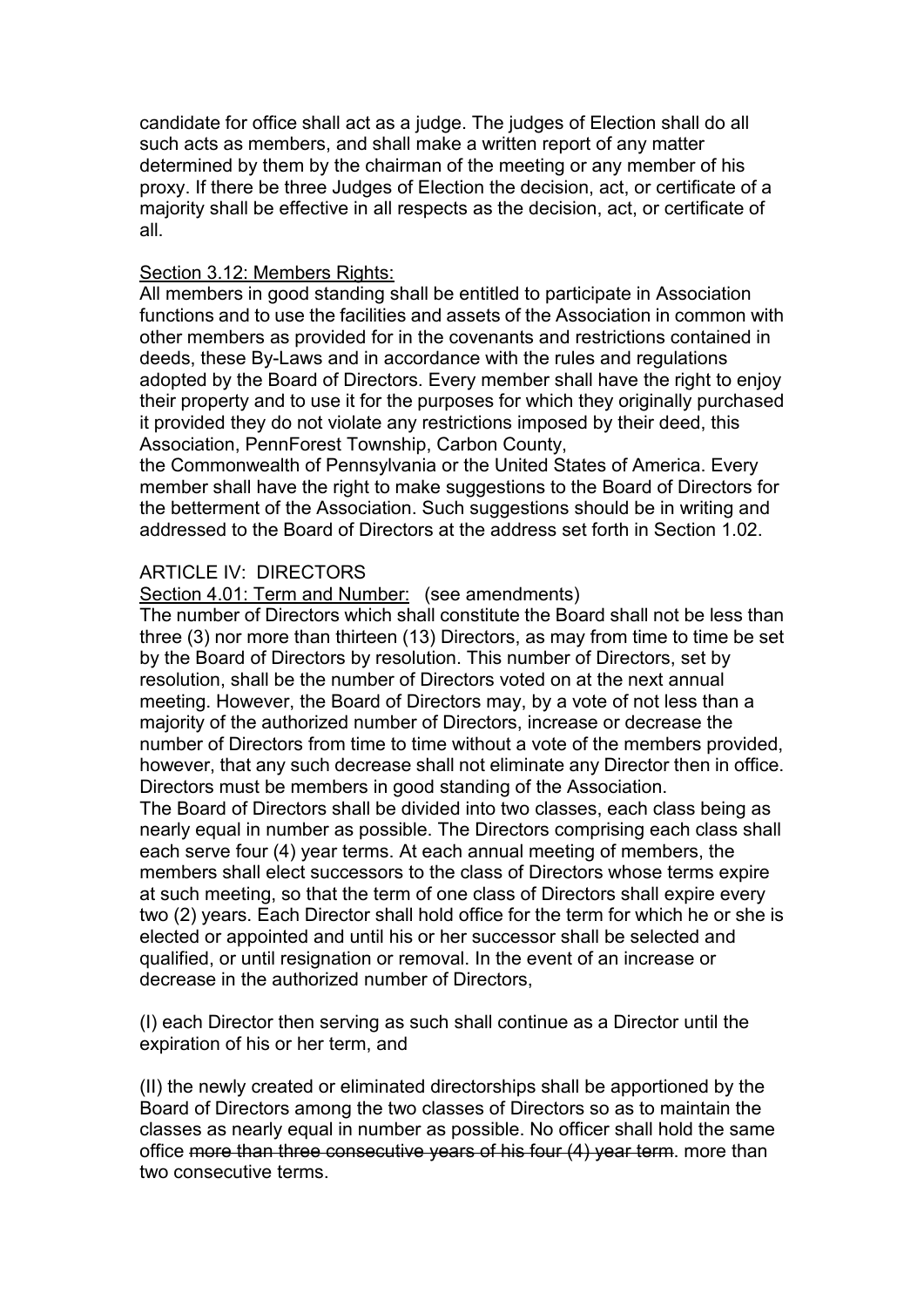candidate for office shall act as a judge. The judges of Election shall do all such acts as members, and shall make a written report of any matter determined by them by the chairman of the meeting or any member of his proxy. If there be three Judges of Election the decision, act, or certificate of a majority shall be effective in all respects as the decision, act, or certificate of all.

Section 3.12: Members Rights:

All members in good standing shall be entitled to participate in Association functions and to use the facilities and assets of the Association in common with other members as provided for in the covenants and restrictions contained in deeds, these By-Laws and in accordance with the rules and regulations adopted by the Board of Directors. Every member shall have the right to enjoy their property and to use it for the purposes for which they originally purchased it provided they do not violate any restrictions imposed by their deed, this Association, PennForest Township, Carbon County,
the Commonwealth of Pennsylvania or the United States of America. Every member shall have the right to make suggestions to the Board of Directors for the betterment of the Association. Such suggestions should be in writing and addressed to the Board of Directors at the address set forth in Section 1.02.

ARTICLE IV: DIRECTORS

Section 4.01: Term and Number: (see amendments)

The number of Directors which shall constitute the Board shall not be less than three (3) nor more than thirteen (13) Directors, as may from time to time be set by the Board of Directors by resolution. This number of Directors, set by resolution, shall be the number of Directors voted on at the next annual meeting. However, the Board of Directors may, by a vote of not less than a majority of the authorized number of Directors, increase or decrease the number of Directors from time to time without a vote of the members provided, however, that any such decrease shall not eliminate any Director then in office. Directors must be members in good standing of the Association.
The Board of Directors shall be divided into two classes, each class being as nearly equal in number as possible. The Directors comprising each class shall each serve four (4) year terms. At each annual meeting of members, the members shall elect successors to the class of Directors whose terms expire at such meeting, so that the term of one class of Directors shall expire every two (2) years. Each Director shall hold office for the term for which he or she is elected or appointed and until his or her successor shall be selected and qualified, or until resignation or removal. In the event of an increase or decrease in the authorized number of Directors,

(I) each Director then serving as such shall continue as a Director until the expiration of his or her term, and

(II) the newly created or eliminated directorships shall be apportioned by the Board of Directors among the two classes of Directors so as to maintain the classes as nearly equal in number as possible. No officer shall hold the same office ~~more than three consecutive years of his four (4) year term~~. more than two consecutive terms.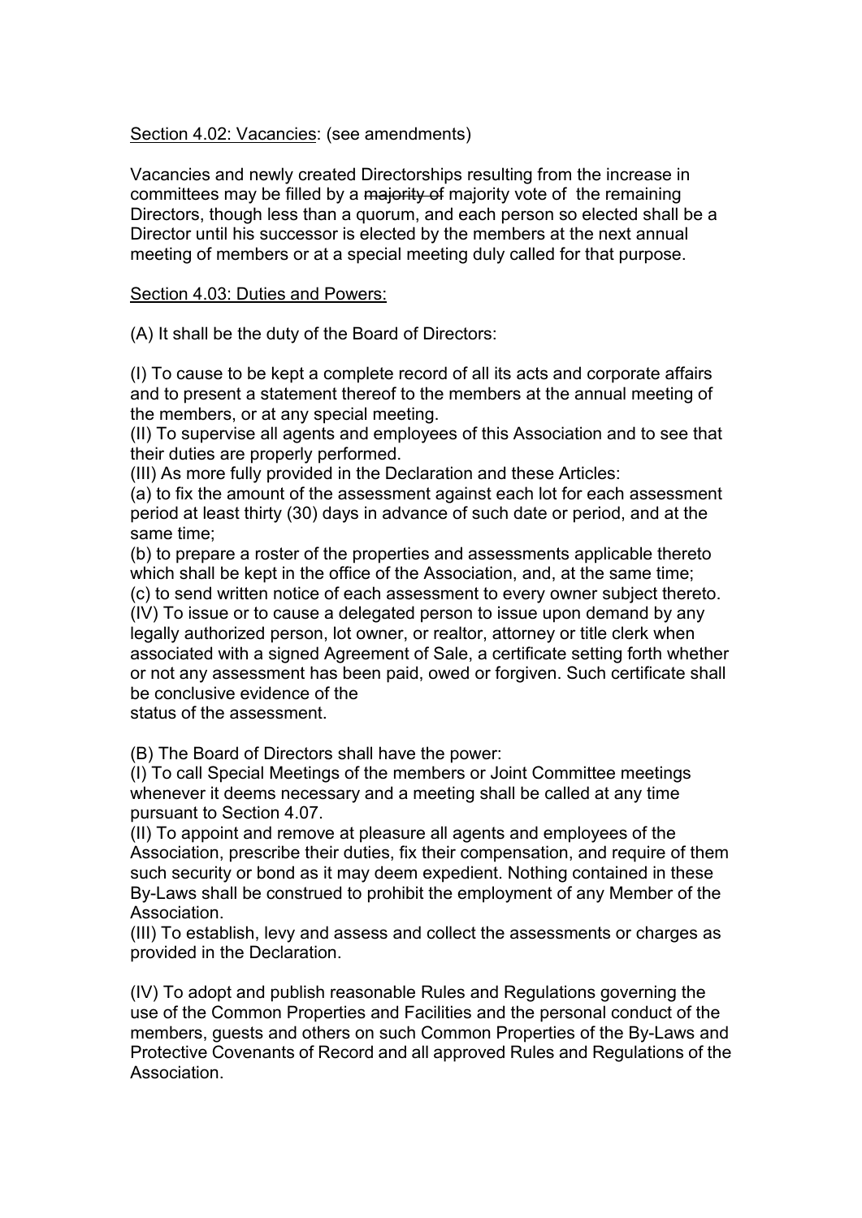<u>Section 4.02: Vacancies</u>: (see amendments)

Vacancies and newly created Directorships resulting from the increase in committees may be filled by a ~~majority of~~ majority vote of  the remaining Directors, though less than a quorum, and each person so elected shall be a Director until his successor is elected by the members at the next annual meeting of members or at a special meeting duly called for that purpose.

<u>Section 4.03: Duties and Powers:</u>

(A) It shall be the duty of the Board of Directors:

(I) To cause to be kept a complete record of all its acts and corporate affairs and to present a statement thereof to the members at the annual meeting of the members, or at any special meeting.
(II) To supervise all agents and employees of this Association and to see that their duties are properly performed.
(III) As more fully provided in the Declaration and these Articles:
(a) to fix the amount of the assessment against each lot for each assessment period at least thirty (30) days in advance of such date or period, and at the same time;
(b) to prepare a roster of the properties and assessments applicable thereto which shall be kept in the office of the Association, and, at the same time;
(c) to send written notice of each assessment to every owner subject thereto.
(IV) To issue or to cause a delegated person to issue upon demand by any legally authorized person, lot owner, or realtor, attorney or title clerk when associated with a signed Agreement of Sale, a certificate setting forth whether or not any assessment has been paid, owed or forgiven. Such certificate shall be conclusive evidence of the
status of the assessment.

(B) The Board of Directors shall have the power:
(I) To call Special Meetings of the members or Joint Committee meetings whenever it deems necessary and a meeting shall be called at any time pursuant to Section 4.07.
(II) To appoint and remove at pleasure all agents and employees of the Association, prescribe their duties, fix their compensation, and require of them such security or bond as it may deem expedient. Nothing contained in these By-Laws shall be construed to prohibit the employment of any Member of the Association.
(III) To establish, levy and assess and collect the assessments or charges as provided in the Declaration.

(IV) To adopt and publish reasonable Rules and Regulations governing the use of the Common Properties and Facilities and the personal conduct of the members, guests and others on such Common Properties of the By-Laws and Protective Covenants of Record and all approved Rules and Regulations of the Association.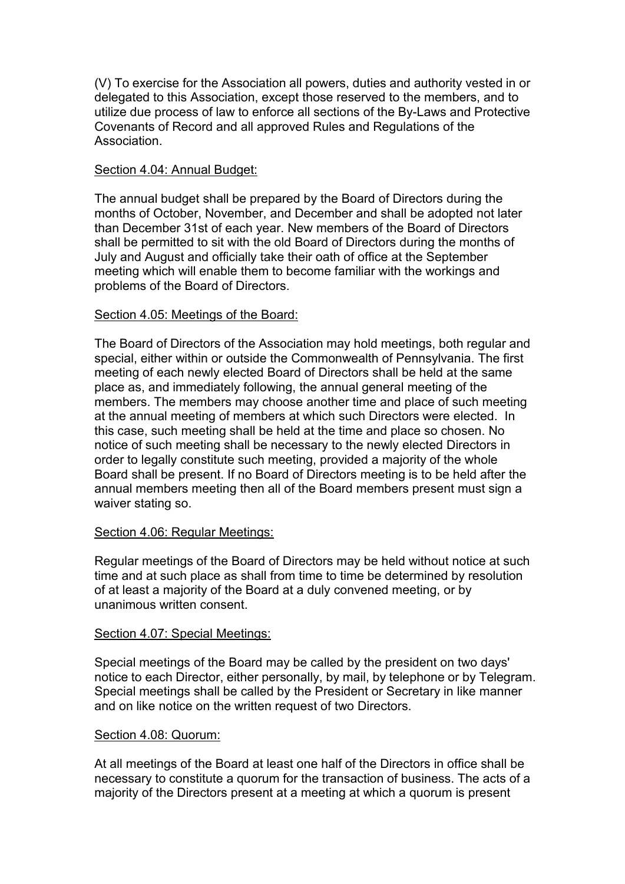(V) To exercise for the Association all powers, duties and authority vested in or delegated to this Association, except those reserved to the members, and to utilize due process of law to enforce all sections of the By-Laws and Protective Covenants of Record and all approved Rules and Regulations of the Association.

Section 4.04: Annual Budget:

The annual budget shall be prepared by the Board of Directors during the months of October, November, and December and shall be adopted not later than December 31st of each year. New members of the Board of Directors shall be permitted to sit with the old Board of Directors during the months of July and August and officially take their oath of office at the September meeting which will enable them to become familiar with the workings and problems of the Board of Directors.

Section 4.05: Meetings of the Board:

The Board of Directors of the Association may hold meetings, both regular and special, either within or outside the Commonwealth of Pennsylvania. The first meeting of each newly elected Board of Directors shall be held at the same place as, and immediately following, the annual general meeting of the members. The members may choose another time and place of such meeting at the annual meeting of members at which such Directors were elected. In this case, such meeting shall be held at the time and place so chosen. No notice of such meeting shall be necessary to the newly elected Directors in order to legally constitute such meeting, provided a majority of the whole Board shall be present. If no Board of Directors meeting is to be held after the annual members meeting then all of the Board members present must sign a waiver stating so.

Section 4.06: Regular Meetings:

Regular meetings of the Board of Directors may be held without notice at such time and at such place as shall from time to time be determined by resolution of at least a majority of the Board at a duly convened meeting, or by unanimous written consent.

Section 4.07: Special Meetings:

Special meetings of the Board may be called by the president on two days' notice to each Director, either personally, by mail, by telephone or by Telegram. Special meetings shall be called by the President or Secretary in like manner and on like notice on the written request of two Directors.

Section 4.08: Quorum:

At all meetings of the Board at least one half of the Directors in office shall be necessary to constitute a quorum for the transaction of business. The acts of a majority of the Directors present at a meeting at which a quorum is present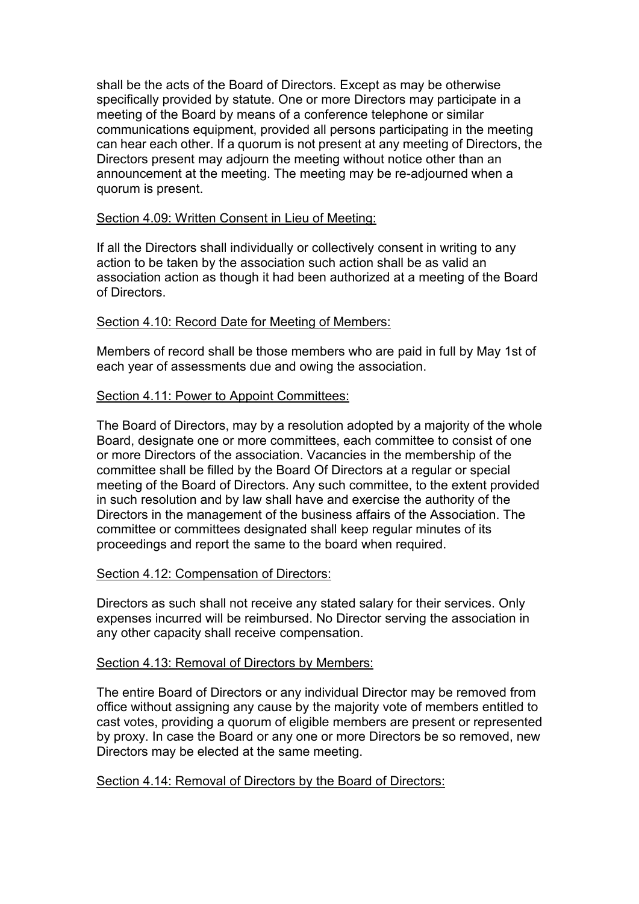shall be the acts of the Board of Directors. Except as may be otherwise specifically provided by statute. One or more Directors may participate in a meeting of the Board by means of a conference telephone or similar communications equipment, provided all persons participating in the meeting can hear each other. If a quorum is not present at any meeting of Directors, the Directors present may adjourn the meeting without notice other than an announcement at the meeting. The meeting may be re-adjourned when a quorum is present.

<u>Section 4.09: Written Consent in Lieu of Meeting:</u>

If all the Directors shall individually or collectively consent in writing to any action to be taken by the association such action shall be as valid an association action as though it had been authorized at a meeting of the Board of Directors.

<u>Section 4.10: Record Date for Meeting of Members:</u>

Members of record shall be those members who are paid in full by May 1st of each year of assessments due and owing the association.

<u>Section 4.11: Power to Appoint Committees:</u>

The Board of Directors, may by a resolution adopted by a majority of the whole Board, designate one or more committees, each committee to consist of one or more Directors of the association. Vacancies in the membership of the committee shall be filled by the Board Of Directors at a regular or special meeting of the Board of Directors. Any such committee, to the extent provided in such resolution and by law shall have and exercise the authority of the Directors in the management of the business affairs of the Association. The committee or committees designated shall keep regular minutes of its proceedings and report the same to the board when required.

<u>Section 4.12: Compensation of Directors:</u>

Directors as such shall not receive any stated salary for their services. Only expenses incurred will be reimbursed. No Director serving the association in any other capacity shall receive compensation.

<u>Section 4.13: Removal of Directors by Members:</u>

The entire Board of Directors or any individual Director may be removed from office without assigning any cause by the majority vote of members entitled to cast votes, providing a quorum of eligible members are present or represented by proxy. In case the Board or any one or more Directors be so removed, new Directors may be elected at the same meeting.

<u>Section 4.14: Removal of Directors by the Board of Directors:</u>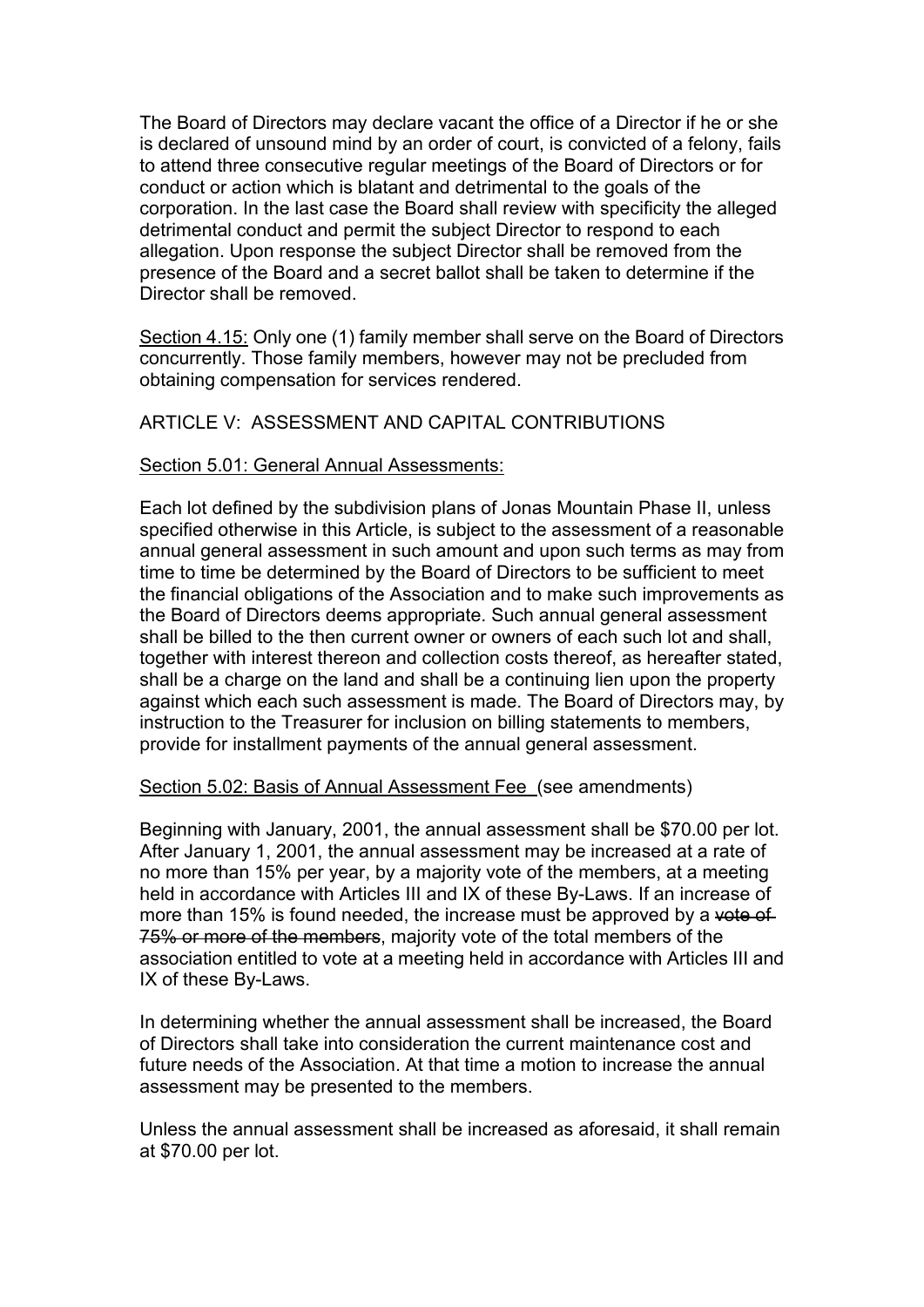The Board of Directors may declare vacant the office of a Director if he or she is declared of unsound mind by an order of court, is convicted of a felony, fails to attend three consecutive regular meetings of the Board of Directors or for conduct or action which is blatant and detrimental to the goals of the corporation. In the last case the Board shall review with specificity the alleged detrimental conduct and permit the subject Director to respond to each allegation. Upon response the subject Director shall be removed from the presence of the Board and a secret ballot shall be taken to determine if the Director shall be removed.

Section 4.15: Only one (1) family member shall serve on the Board of Directors concurrently. Those family members, however may not be precluded from obtaining compensation for services rendered.

## ARTICLE V: ASSESSMENT AND CAPITAL CONTRIBUTIONS

Section 5.01: General Annual Assessments:

Each lot defined by the subdivision plans of Jonas Mountain Phase II, unless specified otherwise in this Article, is subject to the assessment of a reasonable annual general assessment in such amount and upon such terms as may from time to time be determined by the Board of Directors to be sufficient to meet the financial obligations of the Association and to make such improvements as the Board of Directors deems appropriate. Such annual general assessment shall be billed to the then current owner or owners of each such lot and shall, together with interest thereon and collection costs thereof, as hereafter stated, shall be a charge on the land and shall be a continuing lien upon the property against which each such assessment is made. The Board of Directors may, by instruction to the Treasurer for inclusion on billing statements to members, provide for installment payments of the annual general assessment.

Section 5.02: Basis of Annual Assessment Fee (see amendments)

Beginning with January, 2001, the annual assessment shall be $70.00 per lot. After January 1, 2001, the annual assessment may be increased at a rate of no more than 15% per year, by a majority vote of the members, at a meeting held in accordance with Articles III and IX of these By-Laws. If an increase of more than 15% is found needed, the increase must be approved by a ~~vote of 75% or more of the members~~, majority vote of the total members of the association entitled to vote at a meeting held in accordance with Articles III and IX of these By-Laws.

In determining whether the annual assessment shall be increased, the Board of Directors shall take into consideration the current maintenance cost and future needs of the Association. At that time a motion to increase the annual assessment may be presented to the members.

Unless the annual assessment shall be increased as aforesaid, it shall remain at $70.00 per lot.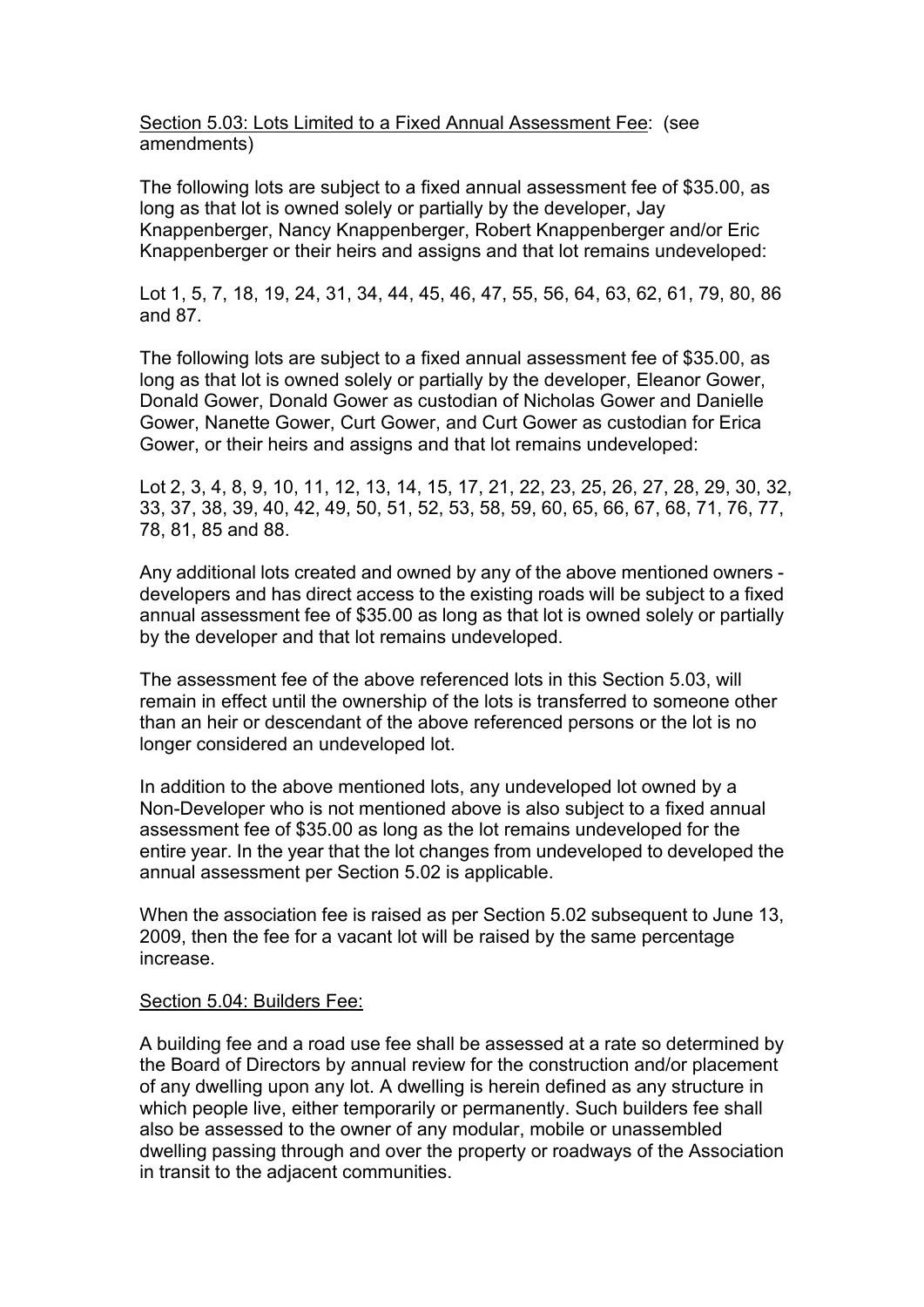Section 5.03: Lots Limited to a Fixed Annual Assessment Fee: (see amendments)

The following lots are subject to a fixed annual assessment fee of $35.00, as long as that lot is owned solely or partially by the developer, Jay Knappenberger, Nancy Knappenberger, Robert Knappenberger and/or Eric Knappenberger or their heirs and assigns and that lot remains undeveloped:

Lot 1, 5, 7, 18, 19, 24, 31, 34, 44, 45, 46, 47, 55, 56, 64, 63, 62, 61, 79, 80, 86 and 87.

The following lots are subject to a fixed annual assessment fee of $35.00, as long as that lot is owned solely or partially by the developer, Eleanor Gower, Donald Gower, Donald Gower as custodian of Nicholas Gower and Danielle Gower, Nanette Gower, Curt Gower, and Curt Gower as custodian for Erica Gower, or their heirs and assigns and that lot remains undeveloped:

Lot 2, 3, 4, 8, 9, 10, 11, 12, 13, 14, 15, 17, 21, 22, 23, 25, 26, 27, 28, 29, 30, 32, 33, 37, 38, 39, 40, 42, 49, 50, 51, 52, 53, 58, 59, 60, 65, 66, 67, 68, 71, 76, 77, 78, 81, 85 and 88.

Any additional lots created and owned by any of the above mentioned owners - developers and has direct access to the existing roads will be subject to a fixed annual assessment fee of $35.00 as long as that lot is owned solely or partially by the developer and that lot remains undeveloped.

The assessment fee of the above referenced lots in this Section 5.03, will remain in effect until the ownership of the lots is transferred to someone other than an heir or descendant of the above referenced persons or the lot is no longer considered an undeveloped lot.

In addition to the above mentioned lots, any undeveloped lot owned by a Non-Developer who is not mentioned above is also subject to a fixed annual assessment fee of $35.00 as long as the lot remains undeveloped for the entire year. In the year that the lot changes from undeveloped to developed the annual assessment per Section 5.02 is applicable.

When the association fee is raised as per Section 5.02 subsequent to June 13, 2009, then the fee for a vacant lot will be raised by the same percentage increase.

Section 5.04: Builders Fee:

A building fee and a road use fee shall be assessed at a rate so determined by the Board of Directors by annual review for the construction and/or placement of any dwelling upon any lot. A dwelling is herein defined as any structure in which people live, either temporarily or permanently. Such builders fee shall also be assessed to the owner of any modular, mobile or unassembled dwelling passing through and over the property or roadways of the Association in transit to the adjacent communities.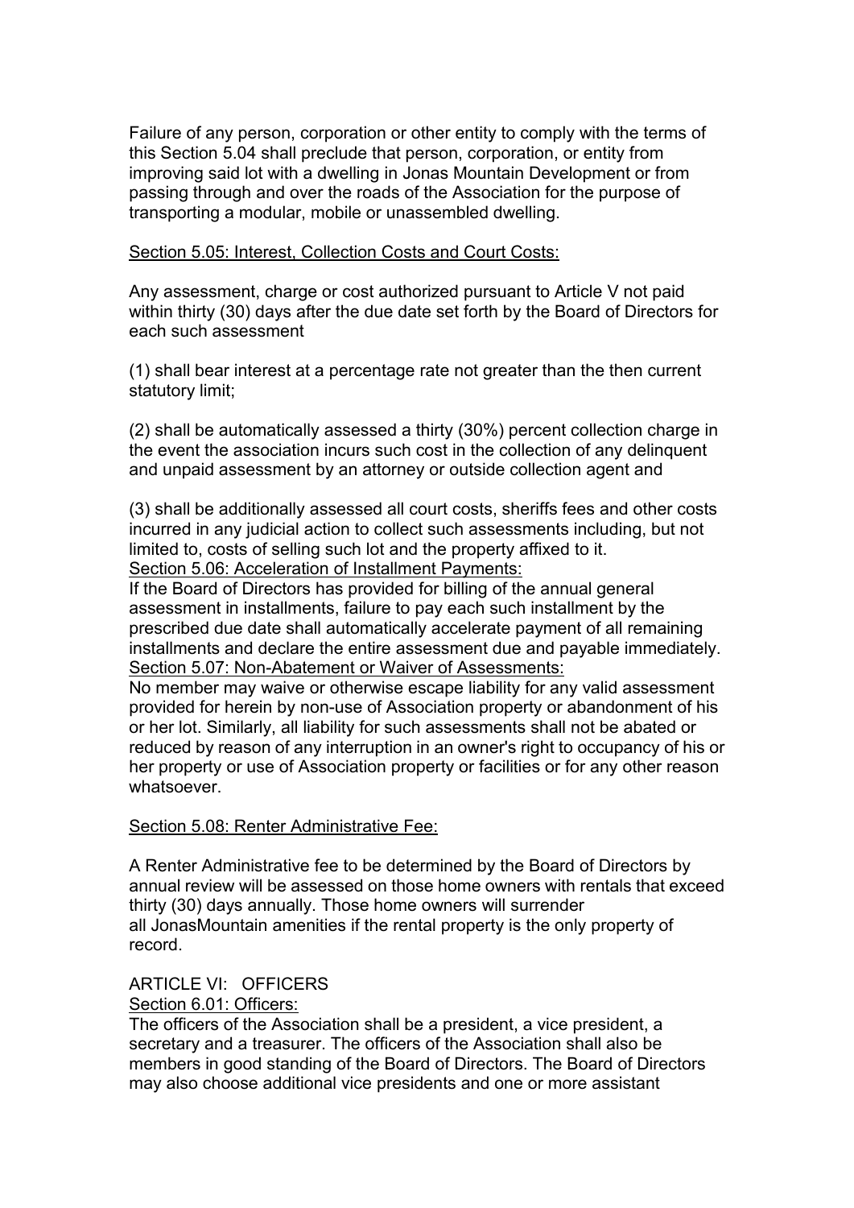Failure of any person, corporation or other entity to comply with the terms of this Section 5.04 shall preclude that person, corporation, or entity from improving said lot with a dwelling in Jonas Mountain Development or from passing through and over the roads of the Association for the purpose of transporting a modular, mobile or unassembled dwelling.

Section 5.05: Interest, Collection Costs and Court Costs:

Any assessment, charge or cost authorized pursuant to Article V not paid within thirty (30) days after the due date set forth by the Board of Directors for each such assessment

(1) shall bear interest at a percentage rate not greater than the then current statutory limit;

(2) shall be automatically assessed a thirty (30%) percent collection charge in the event the association incurs such cost in the collection of any delinquent and unpaid assessment by an attorney or outside collection agent and

(3) shall be additionally assessed all court costs, sheriffs fees and other costs incurred in any judicial action to collect such assessments including, but not limited to, costs of selling such lot and the property affixed to it.

Section 5.06: Acceleration of Installment Payments:

If the Board of Directors has provided for billing of the annual general assessment in installments, failure to pay each such installment by the prescribed due date shall automatically accelerate payment of all remaining installments and declare the entire assessment due and payable immediately.

Section 5.07: Non-Abatement or Waiver of Assessments:

No member may waive or otherwise escape liability for any valid assessment provided for herein by non-use of Association property or abandonment of his or her lot. Similarly, all liability for such assessments shall not be abated or reduced by reason of any interruption in an owner's right to occupancy of his or her property or use of Association property or facilities or for any other reason whatsoever.

Section 5.08: Renter Administrative Fee:

A Renter Administrative fee to be determined by the Board of Directors by annual review will be assessed on those home owners with rentals that exceed thirty (30) days annually. Those home owners will surrender all JonasMountain amenities if the rental property is the only property of record.

## ARTICLE VI: OFFICERS

Section 6.01: Officers:

The officers of the Association shall be a president, a vice president, a secretary and a treasurer. The officers of the Association shall also be members in good standing of the Board of Directors. The Board of Directors may also choose additional vice presidents and one or more assistant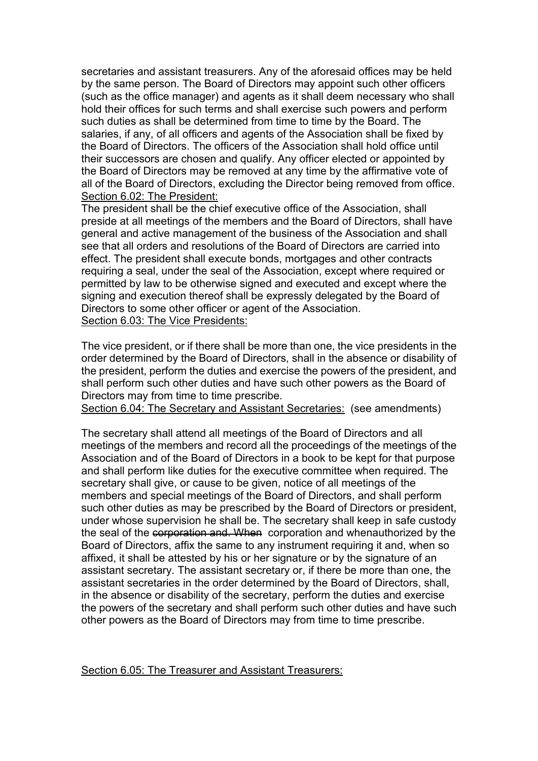secretaries and assistant treasurers. Any of the aforesaid offices may be held by the same person. The Board of Directors may appoint such other officers (such as the office manager) and agents as it shall deem necessary who shall hold their offices for such terms and shall exercise such powers and perform such duties as shall be determined from time to time by the Board. The salaries, if any, of all officers and agents of the Association shall be fixed by the Board of Directors. The officers of the Association shall hold office until their successors are chosen and qualify. Any officer elected or appointed by the Board of Directors may be removed at any time by the affirmative vote of all of the Board of Directors, excluding the Director being removed from office.

<u>Section 6.02: The President:</u>

The president shall be the chief executive office of the Association, shall preside at all meetings of the members and the Board of Directors, shall have general and active management of the business of the Association and shall see that all orders and resolutions of the Board of Directors are carried into effect. The president shall execute bonds, mortgages and other contracts requiring a seal, under the seal of the Association, except where required or permitted by law to be otherwise signed and executed and except where the signing and execution thereof shall be expressly delegated by the Board of Directors to some other officer or agent of the Association.

<u>Section 6.03: The Vice Presidents:</u>

The vice president, or if there shall be more than one, the vice presidents in the order determined by the Board of Directors, shall in the absence or disability of the president, perform the duties and exercise the powers of the president, and shall perform such other duties and have such other powers as the Board of Directors may from time to time prescribe.

<u>Section 6.04: The Secretary and Assistant Secretaries:</u> (see amendments)

The secretary shall attend all meetings of the Board of Directors and all meetings of the members and record all the proceedings of the meetings of the Association and of the Board of Directors in a book to be kept for that purpose and shall perform like duties for the executive committee when required. The secretary shall give, or cause to be given, notice of all meetings of the members and special meetings of the Board of Directors, and shall perform such other duties as may be prescribed by the Board of Directors or president, under whose supervision he shall be. The secretary shall keep in safe custody the seal of the ~~corporation and. When~~ corporation and whenauthorized by the Board of Directors, affix the same to any instrument requiring it and, when so affixed, it shall be attested by his or her signature or by the signature of an assistant secretary. The assistant secretary or, if there be more than one, the assistant secretaries in the order determined by the Board of Directors, shall, in the absence or disability of the secretary, perform the duties and exercise the powers of the secretary and shall perform such other duties and have such other powers as the Board of Directors may from time to time prescribe.

<u>Section 6.05: The Treasurer and Assistant Treasurers:</u>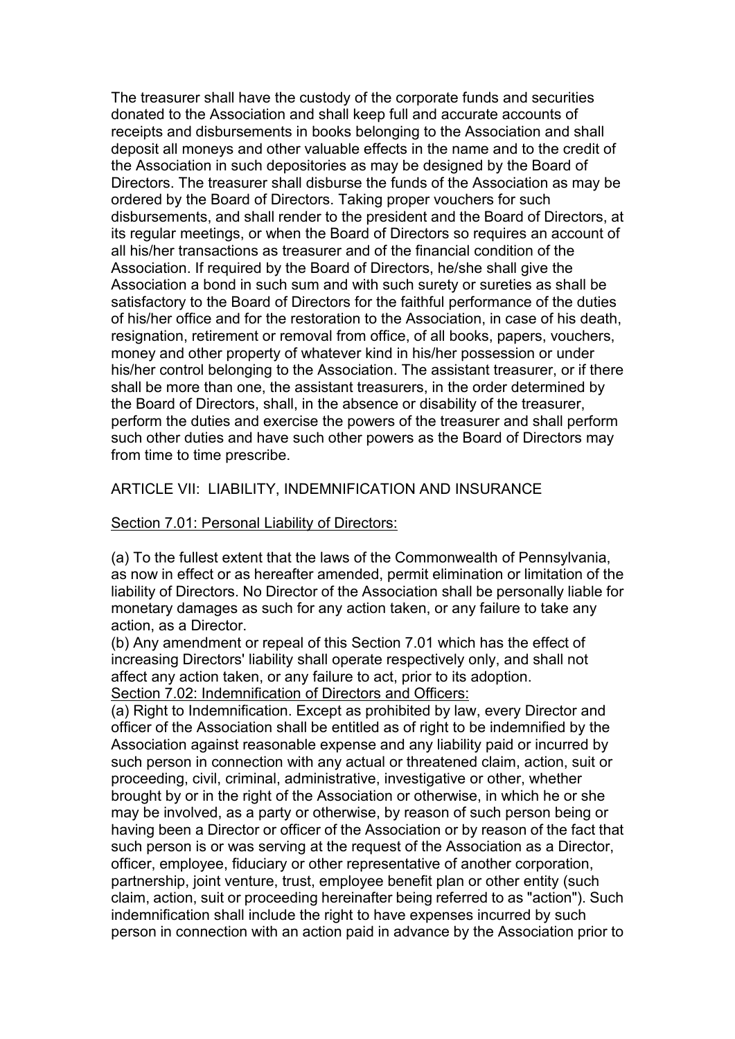The treasurer shall have the custody of the corporate funds and securities donated to the Association and shall keep full and accurate accounts of receipts and disbursements in books belonging to the Association and shall deposit all moneys and other valuable effects in the name and to the credit of the Association in such depositories as may be designed by the Board of Directors. The treasurer shall disburse the funds of the Association as may be ordered by the Board of Directors. Taking proper vouchers for such disbursements, and shall render to the president and the Board of Directors, at its regular meetings, or when the Board of Directors so requires an account of all his/her transactions as treasurer and of the financial condition of the Association. If required by the Board of Directors, he/she shall give the Association a bond in such sum and with such surety or sureties as shall be satisfactory to the Board of Directors for the faithful performance of the duties of his/her office and for the restoration to the Association, in case of his death, resignation, retirement or removal from office, of all books, papers, vouchers, money and other property of whatever kind in his/her possession or under his/her control belonging to the Association. The assistant treasurer, or if there shall be more than one, the assistant treasurers, in the order determined by the Board of Directors, shall, in the absence or disability of the treasurer, perform the duties and exercise the powers of the treasurer and shall perform such other duties and have such other powers as the Board of Directors may from time to time prescribe.

## ARTICLE VII: LIABILITY, INDEMNIFICATION AND INSURANCE

### Section 7.01: Personal Liability of Directors:

(a) To the fullest extent that the laws of the Commonwealth of Pennsylvania, as now in effect or as hereafter amended, permit elimination or limitation of the liability of Directors. No Director of the Association shall be personally liable for monetary damages as such for any action taken, or any failure to take any action, as a Director.

(b) Any amendment or repeal of this Section 7.01 which has the effect of increasing Directors' liability shall operate respectively only, and shall not affect any action taken, or any failure to act, prior to its adoption.

### Section 7.02: Indemnification of Directors and Officers:

(a) Right to Indemnification. Except as prohibited by law, every Director and officer of the Association shall be entitled as of right to be indemnified by the Association against reasonable expense and any liability paid or incurred by such person in connection with any actual or threatened claim, action, suit or proceeding, civil, criminal, administrative, investigative or other, whether brought by or in the right of the Association or otherwise, in which he or she may be involved, as a party or otherwise, by reason of such person being or having been a Director or officer of the Association or by reason of the fact that such person is or was serving at the request of the Association as a Director, officer, employee, fiduciary or other representative of another corporation, partnership, joint venture, trust, employee benefit plan or other entity (such claim, action, suit or proceeding hereinafter being referred to as "action"). Such indemnification shall include the right to have expenses incurred by such person in connection with an action paid in advance by the Association prior to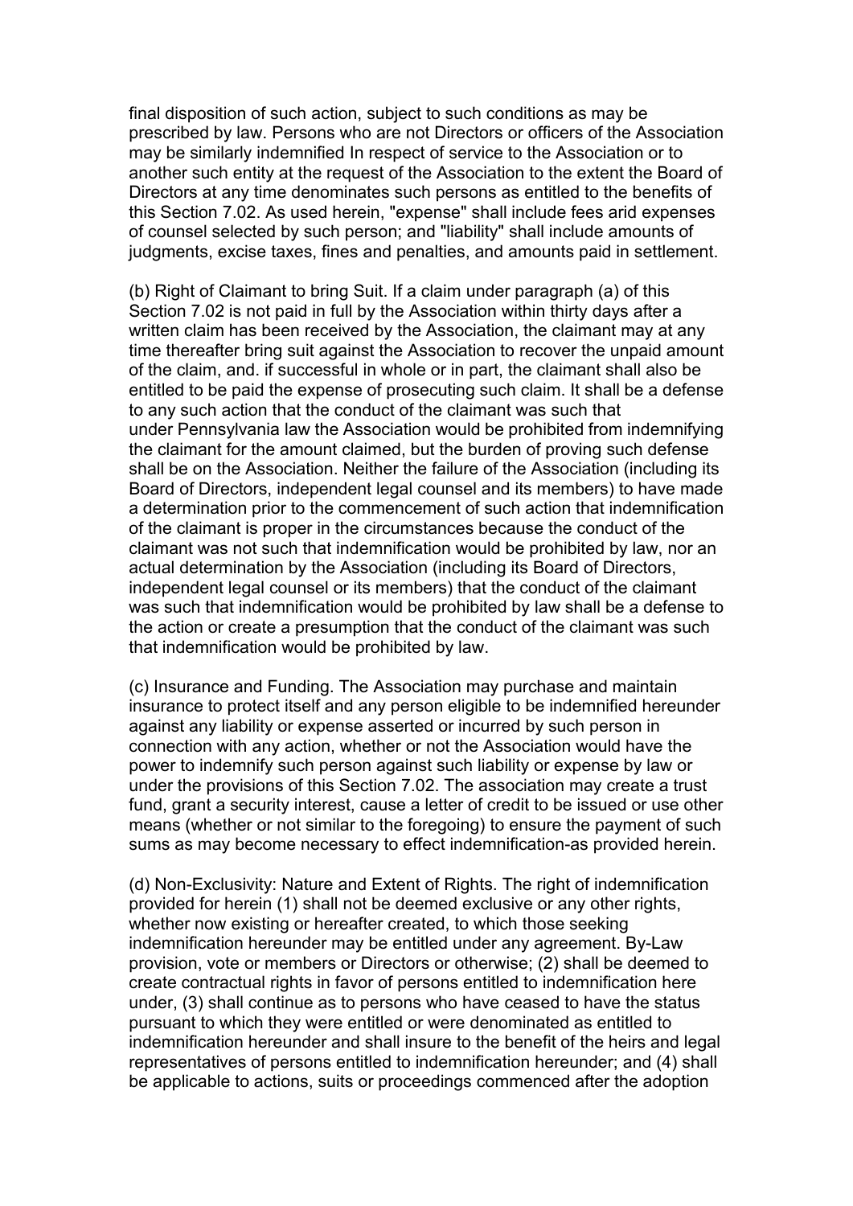final disposition of such action, subject to such conditions as may be prescribed by law. Persons who are not Directors or officers of the Association may be similarly indemnified In respect of service to the Association or to another such entity at the request of the Association to the extent the Board of Directors at any time denominates such persons as entitled to the benefits of this Section 7.02. As used herein, "expense" shall include fees arid expenses of counsel selected by such person; and "liability" shall include amounts of judgments, excise taxes, fines and penalties, and amounts paid in settlement.

(b) Right of Claimant to bring Suit. If a claim under paragraph (a) of this Section 7.02 is not paid in full by the Association within thirty days after a written claim has been received by the Association, the claimant may at any time thereafter bring suit against the Association to recover the unpaid amount of the claim, and. if successful in whole or in part, the claimant shall also be entitled to be paid the expense of prosecuting such claim. It shall be a defense to any such action that the conduct of the claimant was such that under Pennsylvania law the Association would be prohibited from indemnifying the claimant for the amount claimed, but the burden of proving such defense shall be on the Association. Neither the failure of the Association (including its Board of Directors, independent legal counsel and its members) to have made a determination prior to the commencement of such action that indemnification of the claimant is proper in the circumstances because the conduct of the claimant was not such that indemnification would be prohibited by law, nor an actual determination by the Association (including its Board of Directors, independent legal counsel or its members) that the conduct of the claimant was such that indemnification would be prohibited by law shall be a defense to the action or create a presumption that the conduct of the claimant was such that indemnification would be prohibited by law.

(c) Insurance and Funding. The Association may purchase and maintain insurance to protect itself and any person eligible to be indemnified hereunder against any liability or expense asserted or incurred by such person in connection with any action, whether or not the Association would have the power to indemnify such person against such liability or expense by law or under the provisions of this Section 7.02. The association may create a trust fund, grant a security interest, cause a letter of credit to be issued or use other means (whether or not similar to the foregoing) to ensure the payment of such sums as may become necessary to effect indemnification-as provided herein.

(d) Non-Exclusivity: Nature and Extent of Rights. The right of indemnification provided for herein (1) shall not be deemed exclusive or any other rights, whether now existing or hereafter created, to which those seeking indemnification hereunder may be entitled under any agreement. By-Law provision, vote or members or Directors or otherwise; (2) shall be deemed to create contractual rights in favor of persons entitled to indemnification here under, (3) shall continue as to persons who have ceased to have the status pursuant to which they were entitled or were denominated as entitled to indemnification hereunder and shall insure to the benefit of the heirs and legal representatives of persons entitled to indemnification hereunder; and (4) shall be applicable to actions, suits or proceedings commenced after the adoption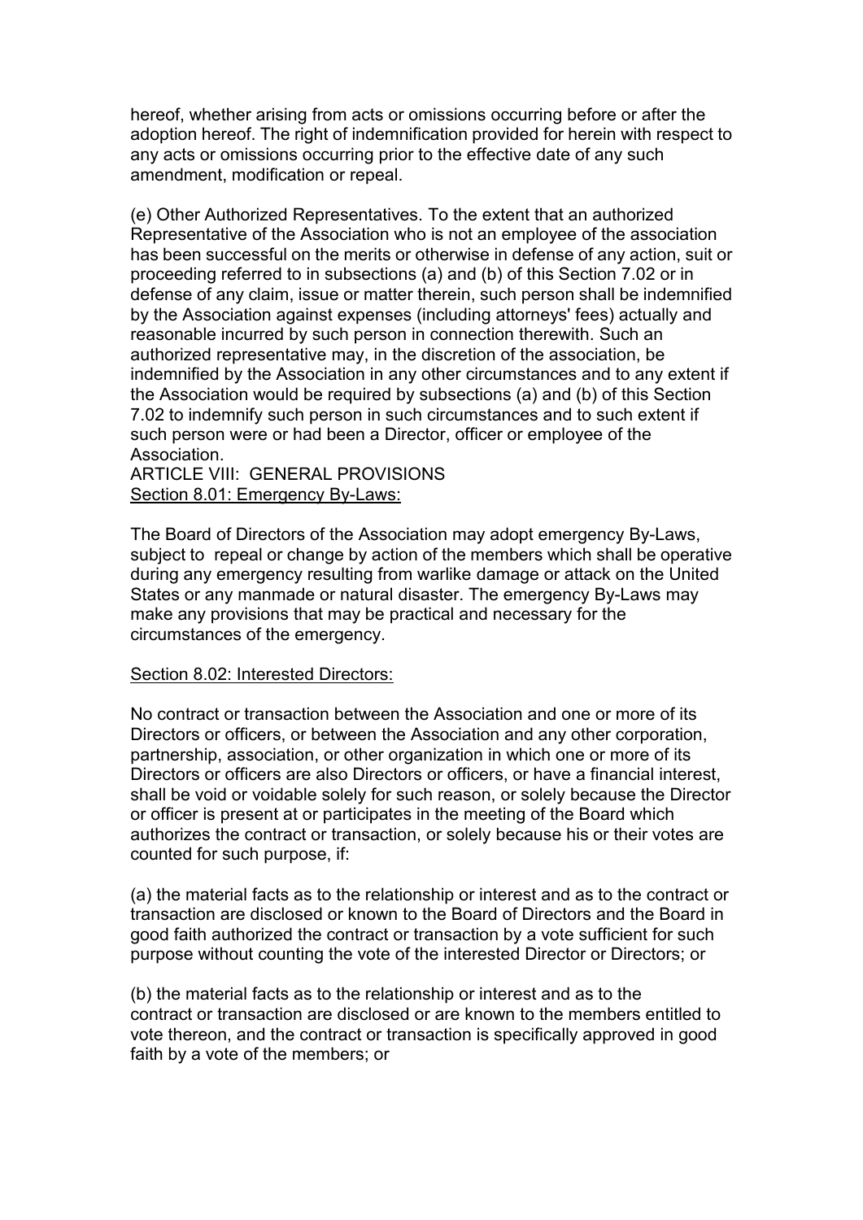hereof, whether arising from acts or omissions occurring before or after the adoption hereof. The right of indemnification provided for herein with respect to any acts or omissions occurring prior to the effective date of any such amendment, modification or repeal.

(e) Other Authorized Representatives. To the extent that an authorized Representative of the Association who is not an employee of the association has been successful on the merits or otherwise in defense of any action, suit or proceeding referred to in subsections (a) and (b) of this Section 7.02 or in defense of any claim, issue or matter therein, such person shall be indemnified by the Association against expenses (including attorneys' fees) actually and reasonable incurred by such person in connection therewith. Such an authorized representative may, in the discretion of the association, be indemnified by the Association in any other circumstances and to any extent if the Association would be required by subsections (a) and (b) of this Section 7.02 to indemnify such person in such circumstances and to such extent if such person were or had been a Director, officer or employee of the Association.

ARTICLE VIII: GENERAL PROVISIONS

Section 8.01: Emergency By-Laws:

The Board of Directors of the Association may adopt emergency By-Laws, subject to repeal or change by action of the members which shall be operative during any emergency resulting from warlike damage or attack on the United States or any manmade or natural disaster. The emergency By-Laws may make any provisions that may be practical and necessary for the circumstances of the emergency.

Section 8.02: Interested Directors:

No contract or transaction between the Association and one or more of its Directors or officers, or between the Association and any other corporation, partnership, association, or other organization in which one or more of its Directors or officers are also Directors or officers, or have a financial interest, shall be void or voidable solely for such reason, or solely because the Director or officer is present at or participates in the meeting of the Board which authorizes the contract or transaction, or solely because his or their votes are counted for such purpose, if:

(a) the material facts as to the relationship or interest and as to the contract or transaction are disclosed or known to the Board of Directors and the Board in good faith authorized the contract or transaction by a vote sufficient for such purpose without counting the vote of the interested Director or Directors; or

(b) the material facts as to the relationship or interest and as to the contract or transaction are disclosed or are known to the members entitled to vote thereon, and the contract or transaction is specifically approved in good faith by a vote of the members; or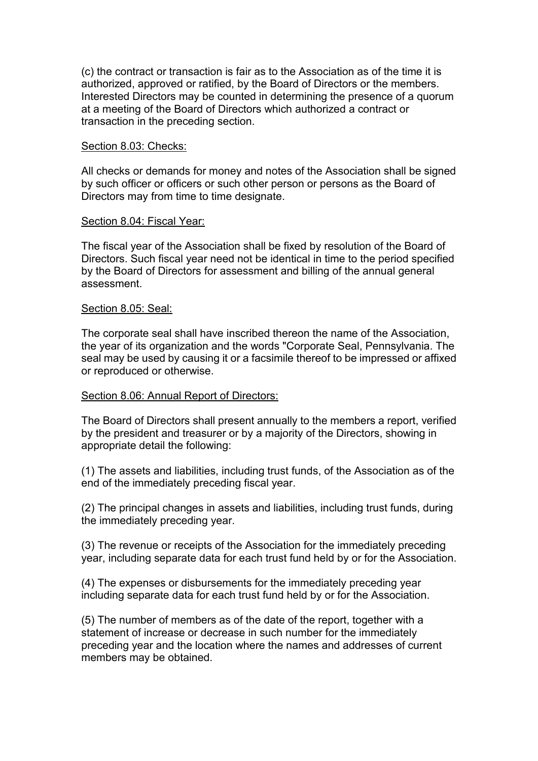(c) the contract or transaction is fair as to the Association as of the time it is authorized, approved or ratified, by the Board of Directors or the members. Interested Directors may be counted in determining the presence of a quorum at a meeting of the Board of Directors which authorized a contract or transaction in the preceding section.

<u>Section 8.03: Checks:</u>

All checks or demands for money and notes of the Association shall be signed by such officer or officers or such other person or persons as the Board of Directors may from time to time designate.

<u>Section 8.04: Fiscal Year:</u>

The fiscal year of the Association shall be fixed by resolution of the Board of Directors. Such fiscal year need not be identical in time to the period specified by the Board of Directors for assessment and billing of the annual general assessment.

<u>Section 8.05: Seal:</u>

The corporate seal shall have inscribed thereon the name of the Association, the year of its organization and the words "Corporate Seal, Pennsylvania. The seal may be used by causing it or a facsimile thereof to be impressed or affixed or reproduced or otherwise.

<u>Section 8.06: Annual Report of Directors:</u>

The Board of Directors shall present annually to the members a report, verified by the president and treasurer or by a majority of the Directors, showing in appropriate detail the following:

(1) The assets and liabilities, including trust funds, of the Association as of the end of the immediately preceding fiscal year.

(2) The principal changes in assets and liabilities, including trust funds, during the immediately preceding year.

(3) The revenue or receipts of the Association for the immediately preceding year, including separate data for each trust fund held by or for the Association.

(4) The expenses or disbursements for the immediately preceding year including separate data for each trust fund held by or for the Association.

(5) The number of members as of the date of the report, together with a statement of increase or decrease in such number for the immediately preceding year and the location where the names and addresses of current members may be obtained.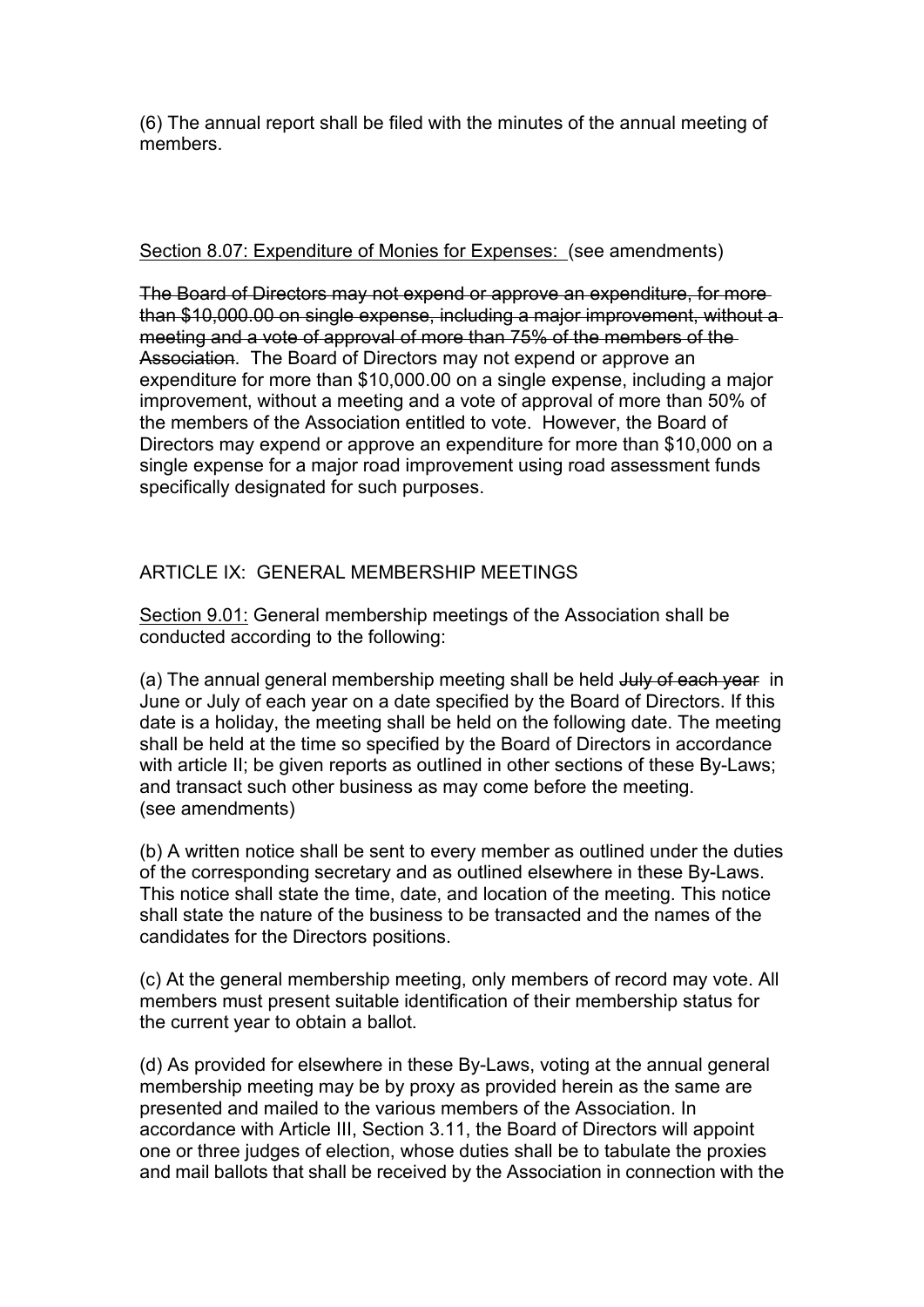(6) The annual report shall be filed with the minutes of the annual meeting of members.

<u>Section 8.07: Expenditure of Monies for Expenses:</u> (see amendments)

~~The Board of Directors may not expend or approve an expenditure, for more than $10,000.00 on single expense, including a major improvement, without a meeting and a vote of approval of more than 75% of the members of the Association~~. The Board of Directors may not expend or approve an expenditure for more than $10,000.00 on a single expense, including a major improvement, without a meeting and a vote of approval of more than 50% of the members of the Association entitled to vote. However, the Board of Directors may expend or approve an expenditure for more than $10,000 on a single expense for a major road improvement using road assessment funds specifically designated for such purposes.

## ARTICLE IX: GENERAL MEMBERSHIP MEETINGS

<u>Section 9.01:</u> General membership meetings of the Association shall be conducted according to the following:

(a) The annual general membership meeting shall be held ~~July of each year~~ in June or July of each year on a date specified by the Board of Directors. If this date is a holiday, the meeting shall be held on the following date. The meeting shall be held at the time so specified by the Board of Directors in accordance with article II; be given reports as outlined in other sections of these By-Laws; and transact such other business as may come before the meeting. (see amendments)

(b) A written notice shall be sent to every member as outlined under the duties of the corresponding secretary and as outlined elsewhere in these By-Laws. This notice shall state the time, date, and location of the meeting. This notice shall state the nature of the business to be transacted and the names of the candidates for the Directors positions.

(c) At the general membership meeting, only members of record may vote. All members must present suitable identification of their membership status for the current year to obtain a ballot.

(d) As provided for elsewhere in these By-Laws, voting at the annual general membership meeting may be by proxy as provided herein as the same are presented and mailed to the various members of the Association. In accordance with Article III, Section 3.11, the Board of Directors will appoint one or three judges of election, whose duties shall be to tabulate the proxies and mail ballots that shall be received by the Association in connection with the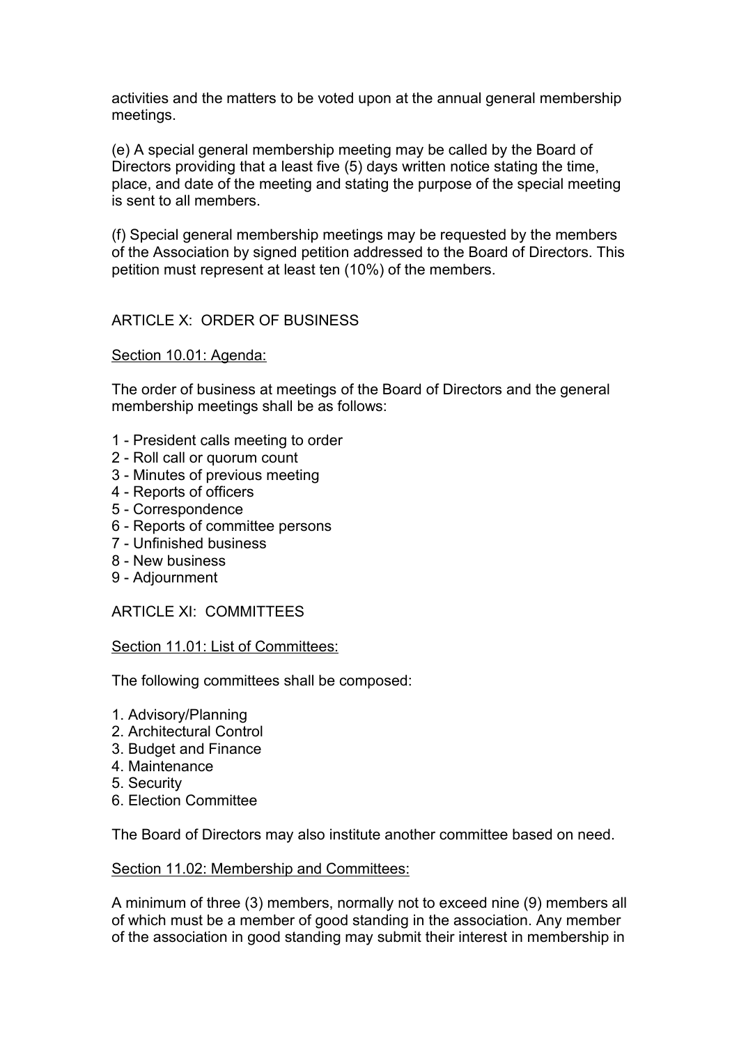activities and the matters to be voted upon at the annual general membership meetings.

(e) A special general membership meeting may be called by the Board of Directors providing that a least five (5) days written notice stating the time, place, and date of the meeting and stating the purpose of the special meeting is sent to all members.

(f) Special general membership meetings may be requested by the members of the Association by signed petition addressed to the Board of Directors. This petition must represent at least ten (10%) of the members.

## ARTICLE X: ORDER OF BUSINESS

Section 10.01: Agenda:

The order of business at meetings of the Board of Directors and the general membership meetings shall be as follows:

1 - President calls meeting to order
2 - Roll call or quorum count
3 - Minutes of previous meeting
4 - Reports of officers
5 - Correspondence
6 - Reports of committee persons
7 - Unfinished business
8 - New business
9 - Adjournment

## ARTICLE XI: COMMITTEES

Section 11.01: List of Committees:

The following committees shall be composed:

1. Advisory/Planning
2. Architectural Control
3. Budget and Finance
4. Maintenance
5. Security
6. Election Committee

The Board of Directors may also institute another committee based on need.

Section 11.02: Membership and Committees:

A minimum of three (3) members, normally not to exceed nine (9) members all of which must be a member of good standing in the association. Any member of the association in good standing may submit their interest in membership in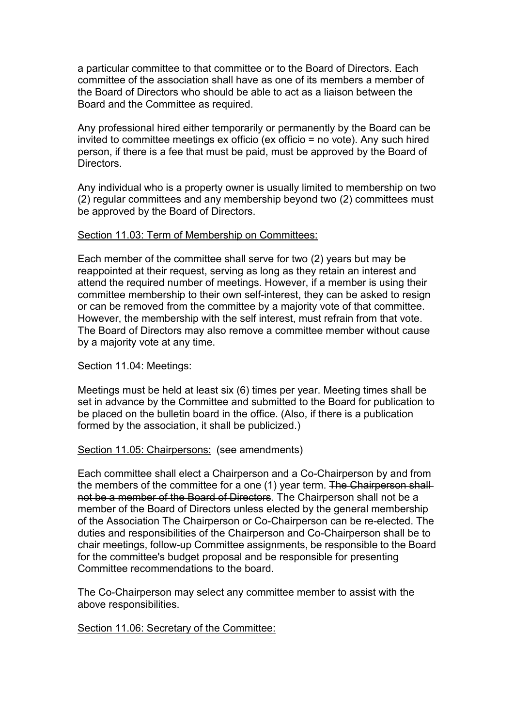a particular committee to that committee or to the Board of Directors. Each committee of the association shall have as one of its members a member of the Board of Directors who should be able to act as a liaison between the Board and the Committee as required.

Any professional hired either temporarily or permanently by the Board can be invited to committee meetings ex officio (ex officio = no vote). Any such hired person, if there is a fee that must be paid, must be approved by the Board of Directors.

Any individual who is a property owner is usually limited to membership on two (2) regular committees and any membership beyond two (2) committees must be approved by the Board of Directors.

<u>Section 11.03: Term of Membership on Committees:</u>

Each member of the committee shall serve for two (2) years but may be reappointed at their request, serving as long as they retain an interest and attend the required number of meetings. However, if a member is using their committee membership to their own self-interest, they can be asked to resign or can be removed from the committee by a majority vote of that committee. However, the membership with the self interest, must refrain from that vote. The Board of Directors may also remove a committee member without cause by a majority vote at any time.

<u>Section 11.04: Meetings:</u>

Meetings must be held at least six (6) times per year. Meeting times shall be set in advance by the Committee and submitted to the Board for publication to be placed on the bulletin board in the office. (Also, if there is a publication formed by the association, it shall be publicized.)

<u>Section 11.05: Chairpersons:</u> (see amendments)

Each committee shall elect a Chairperson and a Co-Chairperson by and from the members of the committee for a one (1) year term. ~~The Chairperson shall not be a member of the Board of Directors~~. The Chairperson shall not be a member of the Board of Directors unless elected by the general membership of the Association The Chairperson or Co-Chairperson can be re-elected. The duties and responsibilities of the Chairperson and Co-Chairperson shall be to chair meetings, follow-up Committee assignments, be responsible to the Board for the committee's budget proposal and be responsible for presenting Committee recommendations to the board.

The Co-Chairperson may select any committee member to assist with the above responsibilities.

<u>Section 11.06: Secretary of the Committee:</u>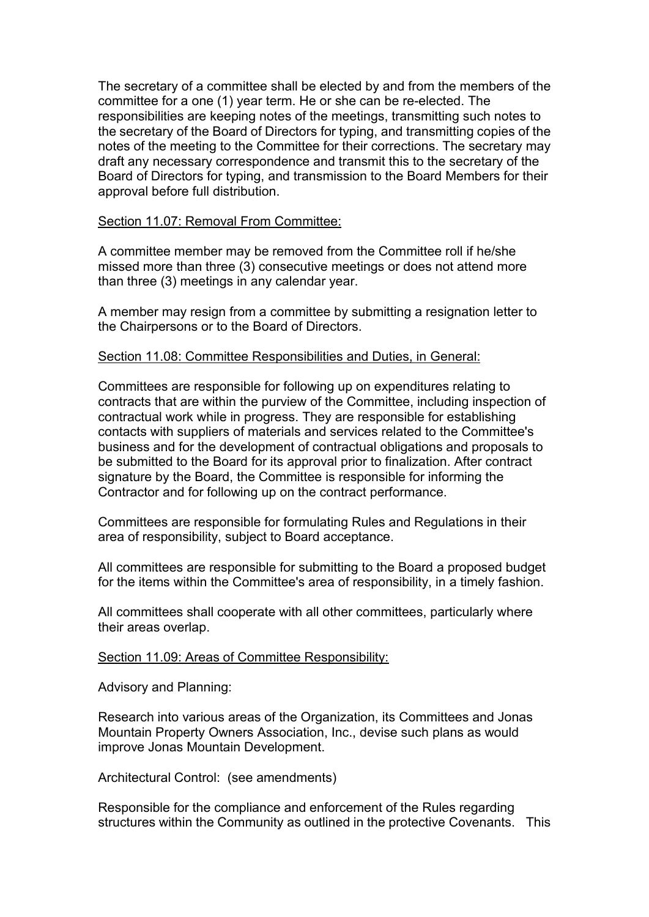The secretary of a committee shall be elected by and from the members of the committee for a one (1) year term. He or she can be re-elected. The responsibilities are keeping notes of the meetings, transmitting such notes to the secretary of the Board of Directors for typing, and transmitting copies of the notes of the meeting to the Committee for their corrections. The secretary may draft any necessary correspondence and transmit this to the secretary of the Board of Directors for typing, and transmission to the Board Members for their approval before full distribution.

<u>Section 11.07: Removal From Committee:</u>

A committee member may be removed from the Committee roll if he/she missed more than three (3) consecutive meetings or does not attend more than three (3) meetings in any calendar year.

A member may resign from a committee by submitting a resignation letter to the Chairpersons or to the Board of Directors.

<u>Section 11.08: Committee Responsibilities and Duties, in General:</u>

Committees are responsible for following up on expenditures relating to contracts that are within the purview of the Committee, including inspection of contractual work while in progress. They are responsible for establishing contacts with suppliers of materials and services related to the Committee's business and for the development of contractual obligations and proposals to be submitted to the Board for its approval prior to finalization. After contract signature by the Board, the Committee is responsible for informing the Contractor and for following up on the contract performance.

Committees are responsible for formulating Rules and Regulations in their area of responsibility, subject to Board acceptance.

All committees are responsible for submitting to the Board a proposed budget for the items within the Committee's area of responsibility, in a timely fashion.

All committees shall cooperate with all other committees, particularly where their areas overlap.

<u>Section 11.09: Areas of Committee Responsibility:</u>

Advisory and Planning:

Research into various areas of the Organization, its Committees and Jonas Mountain Property Owners Association, Inc., devise such plans as would improve Jonas Mountain Development.

Architectural Control: (see amendments)

Responsible for the compliance and enforcement of the Rules regarding structures within the Community as outlined in the protective Covenants. This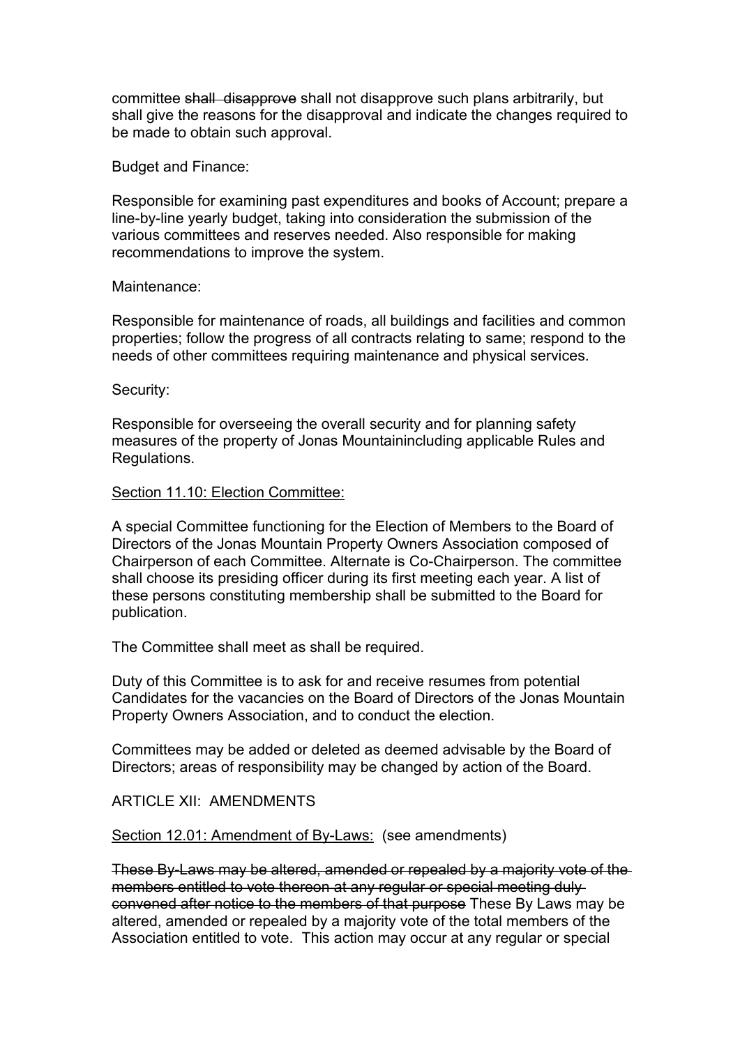committee ~~shall disapprove~~ shall not disapprove such plans arbitrarily, but shall give the reasons for the disapproval and indicate the changes required to be made to obtain such approval.

Budget and Finance:

Responsible for examining past expenditures and books of Account; prepare a line-by-line yearly budget, taking into consideration the submission of the various committees and reserves needed. Also responsible for making recommendations to improve the system.

Maintenance:

Responsible for maintenance of roads, all buildings and facilities and common properties; follow the progress of all contracts relating to same; respond to the needs of other committees requiring maintenance and physical services.

Security:

Responsible for overseeing the overall security and for planning safety measures of the property of Jonas Mountainincluding applicable Rules and Regulations.

<u>Section 11.10: Election Committee:</u>

A special Committee functioning for the Election of Members to the Board of Directors of the Jonas Mountain Property Owners Association composed of Chairperson of each Committee. Alternate is Co-Chairperson. The committee shall choose its presiding officer during its first meeting each year. A list of these persons constituting membership shall be submitted to the Board for publication.

The Committee shall meet as shall be required.

Duty of this Committee is to ask for and receive resumes from potential Candidates for the vacancies on the Board of Directors of the Jonas Mountain Property Owners Association, and to conduct the election.

Committees may be added or deleted as deemed advisable by the Board of Directors; areas of responsibility may be changed by action of the Board.

ARTICLE XII: AMENDMENTS

<u>Section 12.01: Amendment of By-Laws:</u> (see amendments)

~~These By-Laws may be altered, amended or repealed by a majority vote of the members entitled to vote thereon at any regular or special meeting duly convened after notice to the members of that purpose~~ These By Laws may be altered, amended or repealed by a majority vote of the total members of the Association entitled to vote. This action may occur at any regular or special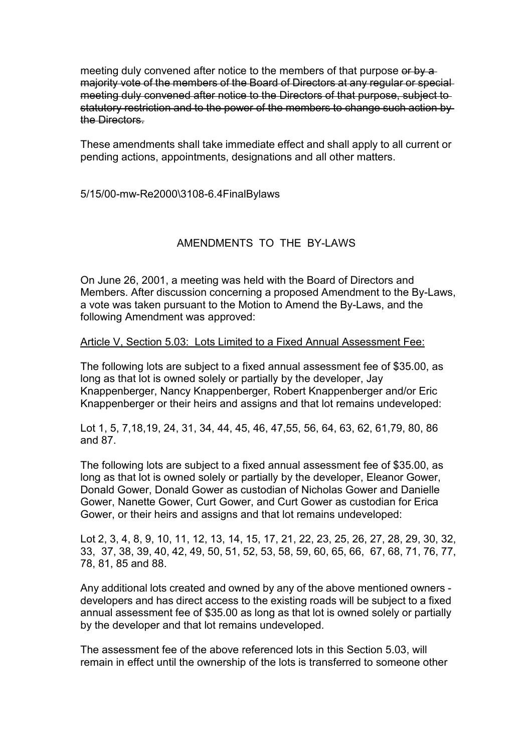meeting duly convened after notice to the members of that purpose ~~or by a majority vote of the members of the Board of Directors at any regular or special meeting duly convened after notice to the Directors of that purpose, subject to statutory restriction and to the power of the members to change such action by the Directors.~~

These amendments shall take immediate effect and shall apply to all current or pending actions, appointments, designations and all other matters.

5/15/00-mw-Re2000\3108-6.4FinalBylaws

AMENDMENTS TO THE BY-LAWS

On June 26, 2001, a meeting was held with the Board of Directors and Members. After discussion concerning a proposed Amendment to the By-Laws, a vote was taken pursuant to the Motion to Amend the By-Laws, and the following Amendment was approved:

<u>Article V, Section 5.03: Lots Limited to a Fixed Annual Assessment Fee:</u>

The following lots are subject to a fixed annual assessment fee of $35.00, as long as that lot is owned solely or partially by the developer, Jay Knappenberger, Nancy Knappenberger, Robert Knappenberger and/or Eric Knappenberger or their heirs and assigns and that lot remains undeveloped:

Lot 1, 5, 7,18,19, 24, 31, 34, 44, 45, 46, 47,55, 56, 64, 63, 62, 61,79, 80, 86 and 87.

The following lots are subject to a fixed annual assessment fee of $35.00, as long as that lot is owned solely or partially by the developer, Eleanor Gower, Donald Gower, Donald Gower as custodian of Nicholas Gower and Danielle Gower, Nanette Gower, Curt Gower, and Curt Gower as custodian for Erica Gower, or their heirs and assigns and that lot remains undeveloped:

Lot 2, 3, 4, 8, 9, 10, 11, 12, 13, 14, 15, 17, 21, 22, 23, 25, 26, 27, 28, 29, 30, 32, 33, 37, 38, 39, 40, 42, 49, 50, 51, 52, 53, 58, 59, 60, 65, 66, 67, 68, 71, 76, 77, 78, 81, 85 and 88.

Any additional lots created and owned by any of the above mentioned owners - developers and has direct access to the existing roads will be subject to a fixed annual assessment fee of $35.00 as long as that lot is owned solely or partially by the developer and that lot remains undeveloped.

The assessment fee of the above referenced lots in this Section 5.03, will remain in effect until the ownership of the lots is transferred to someone other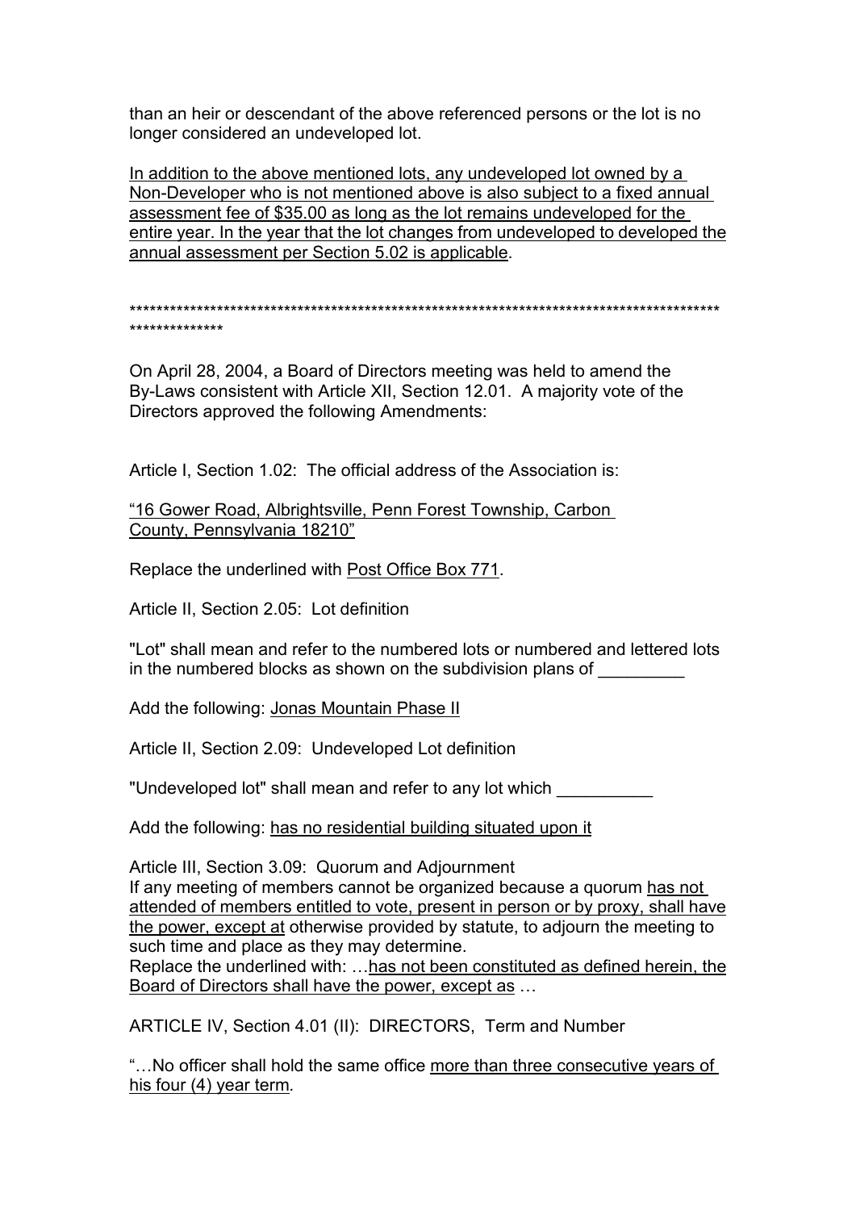than an heir or descendant of the above referenced persons or the lot is no longer considered an undeveloped lot.

<u>In addition to the above mentioned lots, any undeveloped lot owned by a Non-Developer who is not mentioned above is also subject to a fixed annual assessment fee of $35.00 as long as the lot remains undeveloped for the entire year. In the year that the lot changes from undeveloped to developed the annual assessment per Section 5.02 is applicable</u>.

******************************************************************************************************

On April 28, 2004, a Board of Directors meeting was held to amend the By-Laws consistent with Article XII, Section 12.01. A majority vote of the Directors approved the following Amendments:

Article I, Section 1.02: The official address of the Association is:

<u>"16 Gower Road, Albrightsville, Penn Forest Township, Carbon County, Pennsylvania 18210"</u>

Replace the underlined with <u>Post Office Box 771</u>.

Article II, Section 2.05: Lot definition

"Lot" shall mean and refer to the numbered lots or numbered and lettered lots in the numbered blocks as shown on the subdivision plans of _________

Add the following: <u>Jonas Mountain Phase II</u>

Article II, Section 2.09: Undeveloped Lot definition

"Undeveloped lot" shall mean and refer to any lot which __________

Add the following: <u>has no residential building situated upon it</u>

Article III, Section 3.09: Quorum and Adjournment
If any meeting of members cannot be organized because a quorum <u>has not attended of members entitled to vote, present in person or by proxy, shall have the power, except at</u> otherwise provided by statute, to adjourn the meeting to such time and place as they may determine.
Replace the underlined with: …<u>has not been constituted as defined herein, the Board of Directors shall have the power, except as</u> …

ARTICLE IV, Section 4.01 (II): DIRECTORS, Term and Number

"…No officer shall hold the same office <u>more than three consecutive years of his four (4) year term</u>.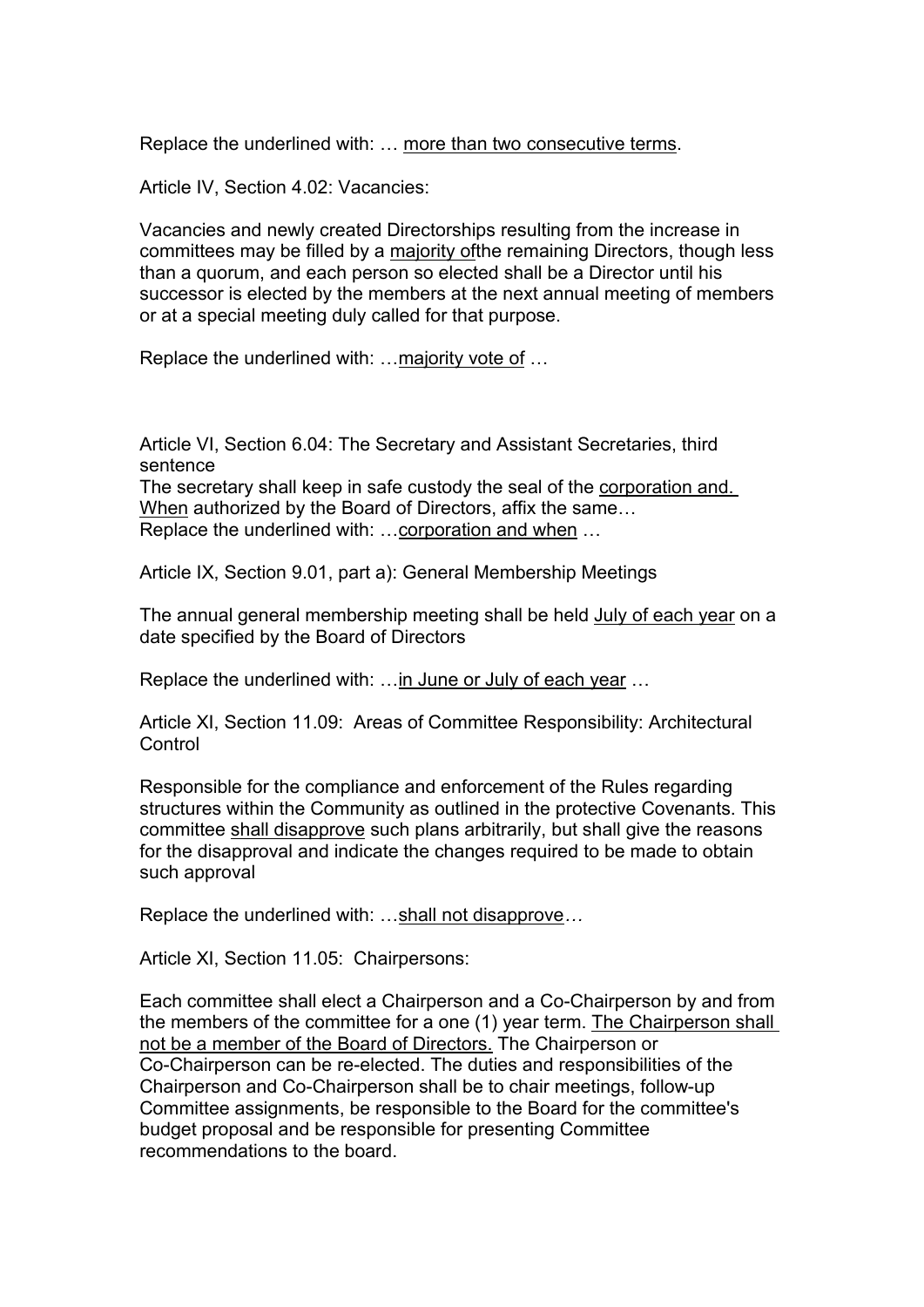Replace the underlined with: … <u>more than two consecutive terms</u>.

Article IV, Section 4.02: Vacancies:

Vacancies and newly created Directorships resulting from the increase in committees may be filled by a <u>majority of</u>the remaining Directors, though less than a quorum, and each person so elected shall be a Director until his successor is elected by the members at the next annual meeting of members or at a special meeting duly called for that purpose.

Replace the underlined with: …<u>majority vote of</u> …

Article VI, Section 6.04: The Secretary and Assistant Secretaries, third sentence

The secretary shall keep in safe custody the seal of the <u>corporation and. When</u> authorized by the Board of Directors, affix the same…

Replace the underlined with: …<u>corporation and when</u> …

Article IX, Section 9.01, part a): General Membership Meetings

The annual general membership meeting shall be held <u>July of each year</u> on a date specified by the Board of Directors

Replace the underlined with: …<u>in June or July of each year</u> …

Article XI, Section 11.09: Areas of Committee Responsibility: Architectural Control

Responsible for the compliance and enforcement of the Rules regarding structures within the Community as outlined in the protective Covenants. This committee <u>shall disapprove</u> such plans arbitrarily, but shall give the reasons for the disapproval and indicate the changes required to be made to obtain such approval

Replace the underlined with: …<u>shall not disapprove</u>…

Article XI, Section 11.05: Chairpersons:

Each committee shall elect a Chairperson and a Co-Chairperson by and from the members of the committee for a one (1) year term. <u>The Chairperson shall not be a member of the Board of Directors.</u> The Chairperson or Co-Chairperson can be re-elected. The duties and responsibilities of the Chairperson and Co-Chairperson shall be to chair meetings, follow-up Committee assignments, be responsible to the Board for the committee's budget proposal and be responsible for presenting Committee recommendations to the board.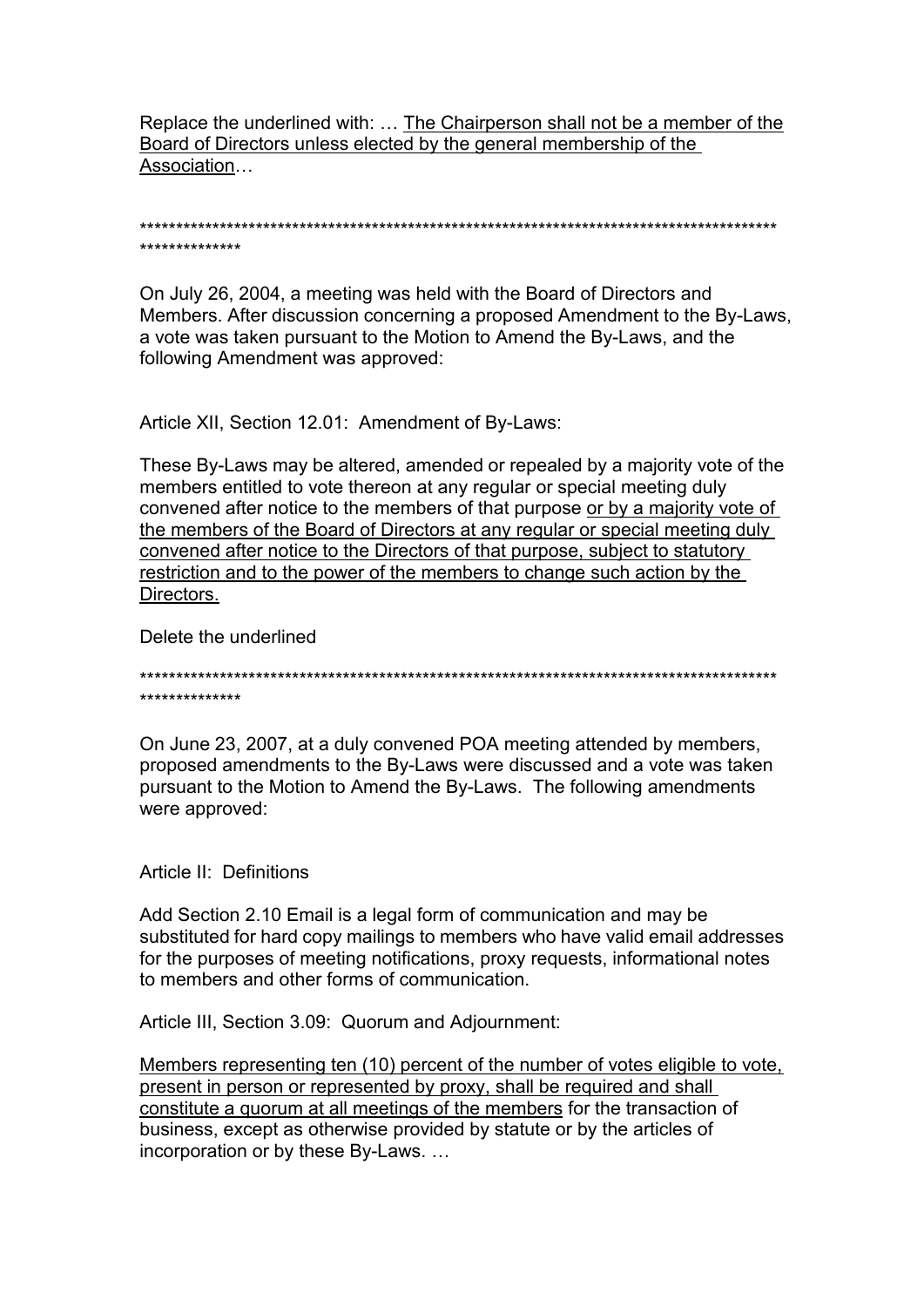Replace the underlined with: … <u>The Chairperson shall not be a member of the Board of Directors unless elected by the general membership of the Association</u>…

******************************************************************************************
**************

On July 26, 2004, a meeting was held with the Board of Directors and Members. After discussion concerning a proposed Amendment to the By-Laws, a vote was taken pursuant to the Motion to Amend the By-Laws, and the following Amendment was approved:

Article XII, Section 12.01: Amendment of By-Laws:

These By-Laws may be altered, amended or repealed by a majority vote of the members entitled to vote thereon at any regular or special meeting duly convened after notice to the members of that purpose <u>or by a majority vote of the members of the Board of Directors at any regular or special meeting duly convened after notice to the Directors of that purpose, subject to statutory restriction and to the power of the members to change such action by the Directors.</u>

Delete the underlined

******************************************************************************************
**************

On June 23, 2007, at a duly convened POA meeting attended by members, proposed amendments to the By-Laws were discussed and a vote was taken pursuant to the Motion to Amend the By-Laws. The following amendments were approved:

Article II: Definitions

Add Section 2.10 Email is a legal form of communication and may be substituted for hard copy mailings to members who have valid email addresses for the purposes of meeting notifications, proxy requests, informational notes to members and other forms of communication.

Article III, Section 3.09: Quorum and Adjournment:

<u>Members representing ten (10) percent of the number of votes eligible to vote, present in person or represented by proxy, shall be required and shall constitute a quorum at all meetings of the members</u> for the transaction of business, except as otherwise provided by statute or by the articles of incorporation or by these By-Laws. …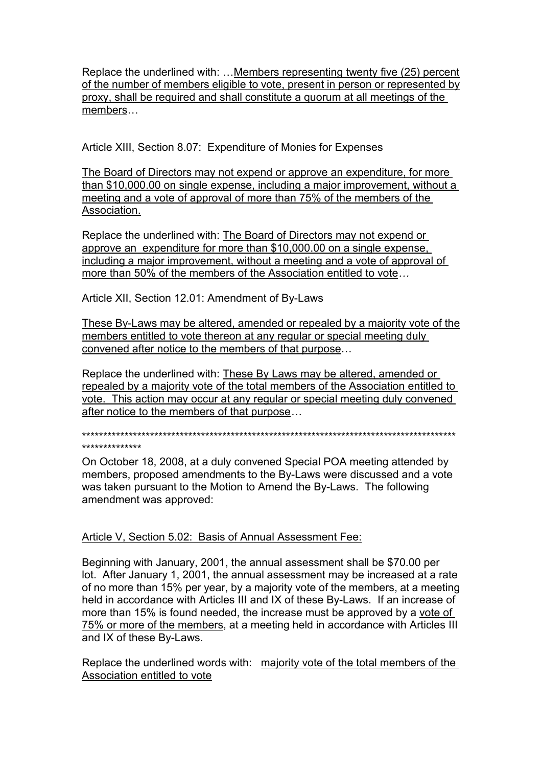Replace the underlined with: …<u>Members representing twenty five (25) percent of the number of members eligible to vote, present in person or represented by proxy, shall be required and shall constitute a quorum at all meetings of the members</u>…

Article XIII, Section 8.07: Expenditure of Monies for Expenses

<u>The Board of Directors may not expend or approve an expenditure, for more than $10,000.00 on single expense, including a major improvement, without a meeting and a vote of approval of more than 75% of the members of the Association.</u>

Replace the underlined with: <u>The Board of Directors may not expend or approve an expenditure for more than $10,000.00 on a single expense, including a major improvement, without a meeting and a vote of approval of more than 50% of the members of the Association entitled to vote</u>…

Article XII, Section 12.01: Amendment of By-Laws

<u>These By-Laws may be altered, amended or repealed by a majority vote of the members entitled to vote thereon at any regular or special meeting duly convened after notice to the members of that purpose</u>…

Replace the underlined with: <u>These By Laws may be altered, amended or repealed by a majority vote of the total members of the Association entitled to vote. This action may occur at any regular or special meeting duly convened after notice to the members of that purpose</u>*…*

******************************************************************************************
**************

On October 18, 2008, at a duly convened Special POA meeting attended by members, proposed amendments to the By-Laws were discussed and a vote was taken pursuant to the Motion to Amend the By-Laws. The following amendment was approved:

<u>Article V, Section 5.02: Basis of Annual Assessment Fee:</u>

Beginning with January, 2001, the annual assessment shall be $70.00 per lot. After January 1, 2001, the annual assessment may be increased at a rate of no more than 15% per year, by a majority vote of the members, at a meeting held in accordance with Articles III and IX of these By-Laws. If an increase of more than 15% is found needed, the increase must be approved by a <u>vote of 75% or more of the members</u>, at a meeting held in accordance with Articles III and IX of these By-Laws.

Replace the underlined words with: <u>majority vote of the total members of the Association entitled to vote</u>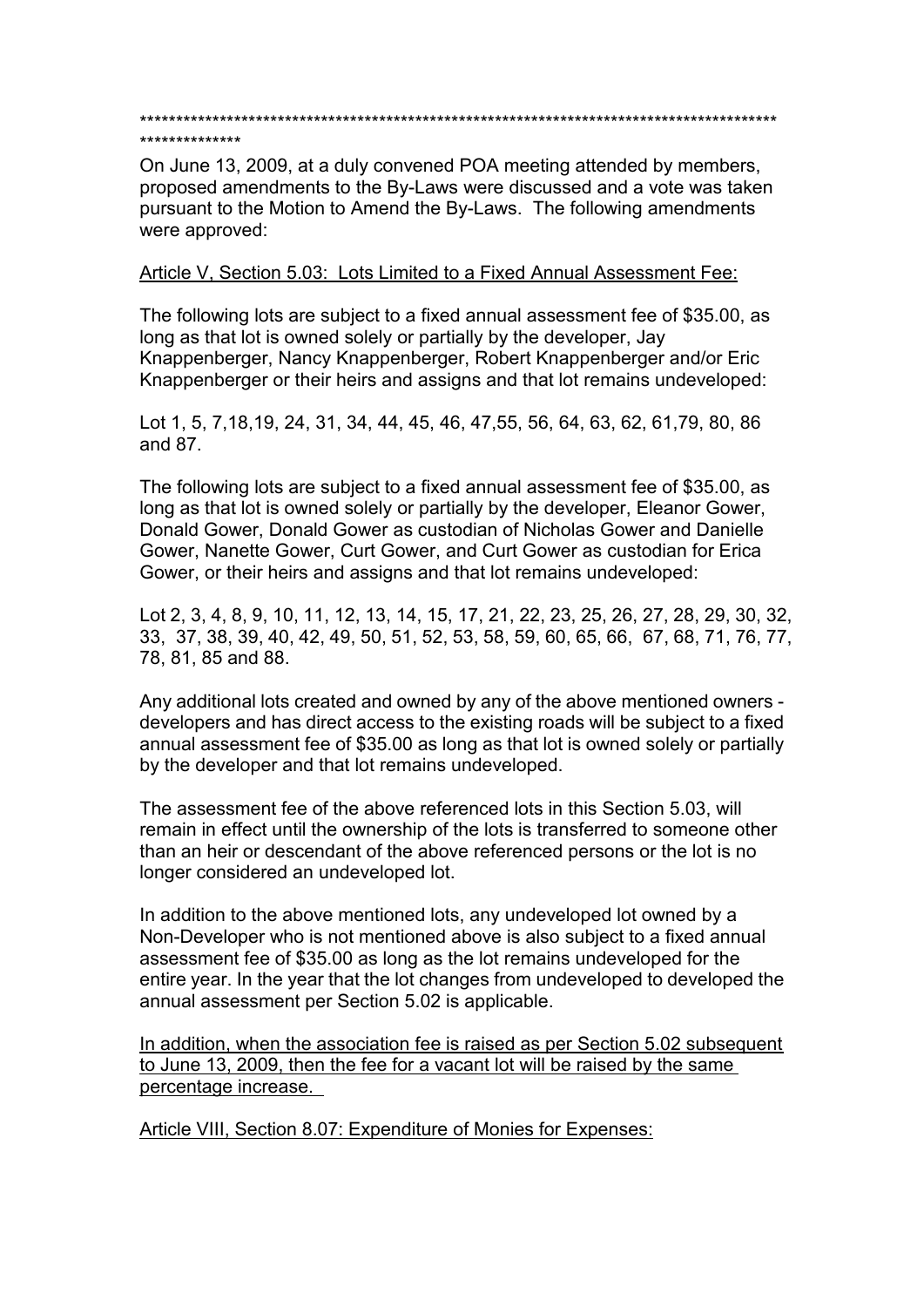****************************************************************************************************

On June 13, 2009, at a duly convened POA meeting attended by members, proposed amendments to the By-Laws were discussed and a vote was taken pursuant to the Motion to Amend the By-Laws. The following amendments were approved:

<u>Article V, Section 5.03: Lots Limited to a Fixed Annual Assessment Fee:</u>

The following lots are subject to a fixed annual assessment fee of $35.00, as long as that lot is owned solely or partially by the developer, Jay Knappenberger, Nancy Knappenberger, Robert Knappenberger and/or Eric Knappenberger or their heirs and assigns and that lot remains undeveloped:

Lot 1, 5, 7,18,19, 24, 31, 34, 44, 45, 46, 47,55, 56, 64, 63, 62, 61,79, 80, 86 and 87.

The following lots are subject to a fixed annual assessment fee of $35.00, as long as that lot is owned solely or partially by the developer, Eleanor Gower, Donald Gower, Donald Gower as custodian of Nicholas Gower and Danielle Gower, Nanette Gower, Curt Gower, and Curt Gower as custodian for Erica Gower, or their heirs and assigns and that lot remains undeveloped:

Lot 2, 3, 4, 8, 9, 10, 11, 12, 13, 14, 15, 17, 21, 22, 23, 25, 26, 27, 28, 29, 30, 32, 33, 37, 38, 39, 40, 42, 49, 50, 51, 52, 53, 58, 59, 60, 65, 66, 67, 68, 71, 76, 77, 78, 81, 85 and 88.

Any additional lots created and owned by any of the above mentioned owners - developers and has direct access to the existing roads will be subject to a fixed annual assessment fee of $35.00 as long as that lot is owned solely or partially by the developer and that lot remains undeveloped.

The assessment fee of the above referenced lots in this Section 5.03, will remain in effect until the ownership of the lots is transferred to someone other than an heir or descendant of the above referenced persons or the lot is no longer considered an undeveloped lot.

In addition to the above mentioned lots, any undeveloped lot owned by a Non-Developer who is not mentioned above is also subject to a fixed annual assessment fee of $35.00 as long as the lot remains undeveloped for the entire year. In the year that the lot changes from undeveloped to developed the annual assessment per Section 5.02 is applicable.

<u>In addition, when the association fee is raised as per Section 5.02 subsequent to June 13, 2009, then the fee for a vacant lot will be raised by the same percentage increase.</u>

<u>Article VIII, Section 8.07: Expenditure of Monies for Expenses:</u>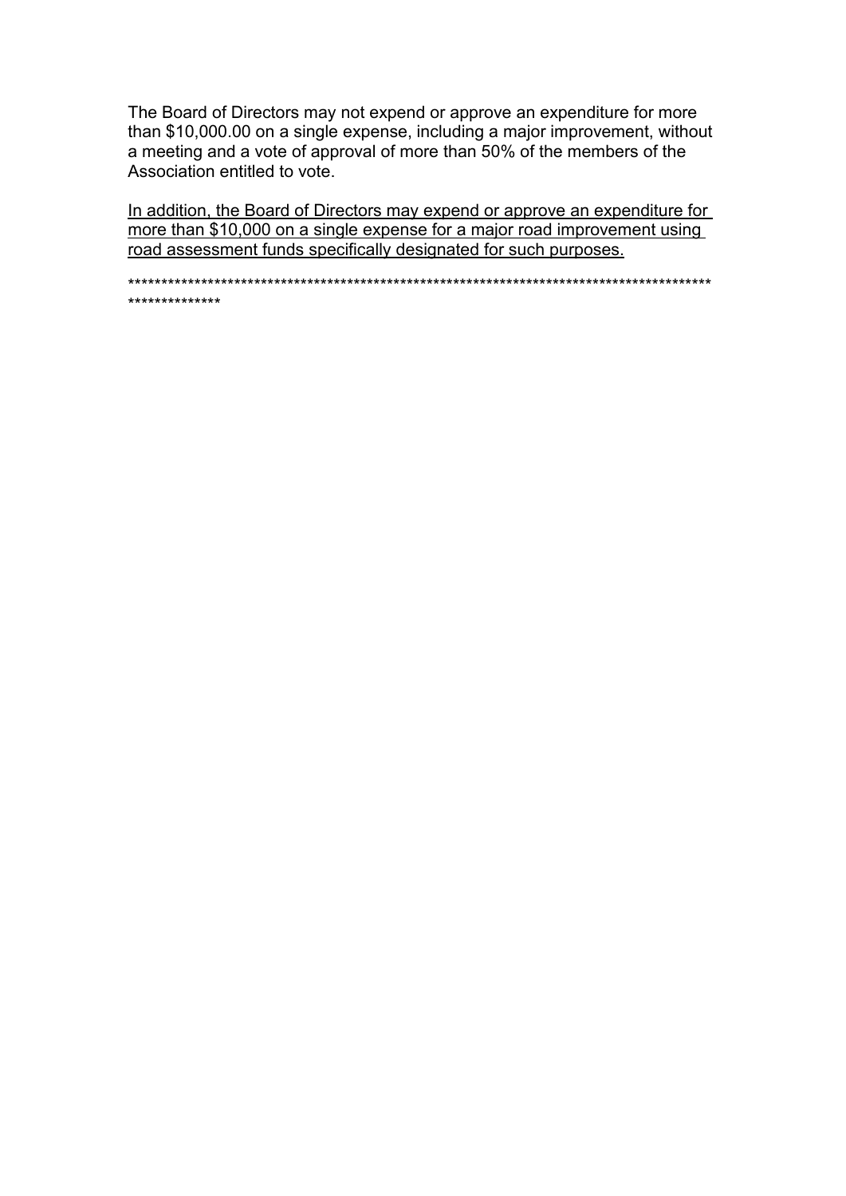The Board of Directors may not expend or approve an expenditure for more than $10,000.00 on a single expense, including a major improvement, without a meeting and a vote of approval of more than 50% of the members of the Association entitled to vote.

<u>In addition, the Board of Directors may expend or approve an expenditure for more than $10,000 on a single expense for a major road improvement using road assessment funds specifically designated for such purposes.</u>

****************************************************************************************************************